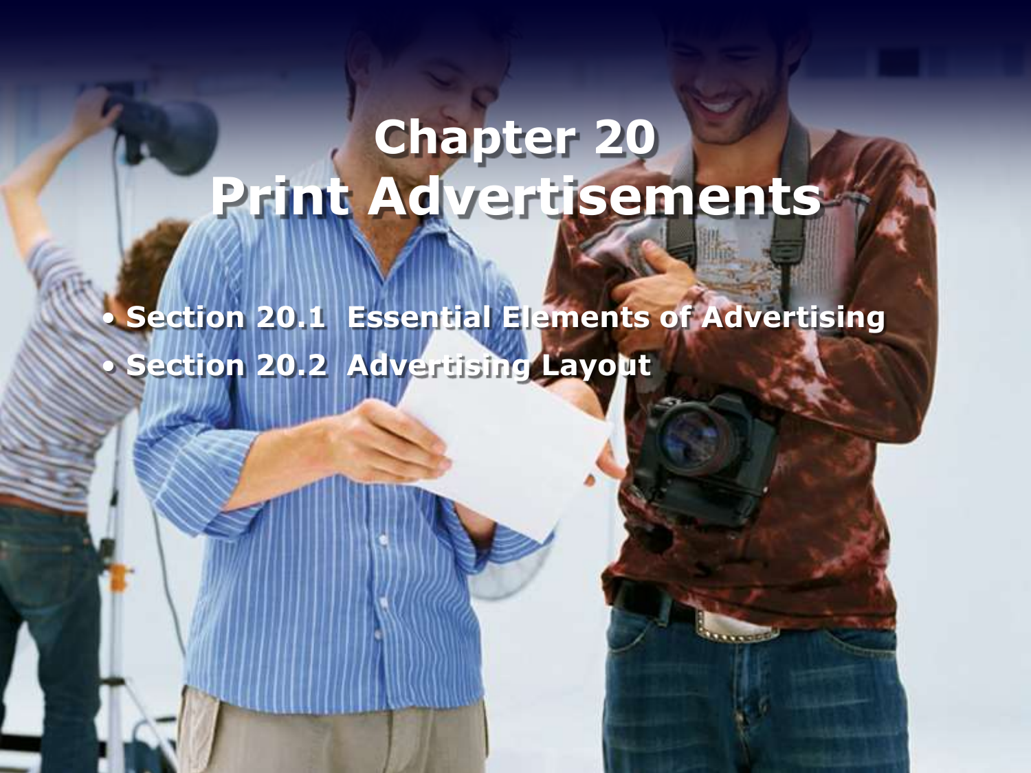# Chapter 20
# Print Advertisements

- Section 20.1 Essential Elements of Advertising
- Section 20.2 Advertising Layout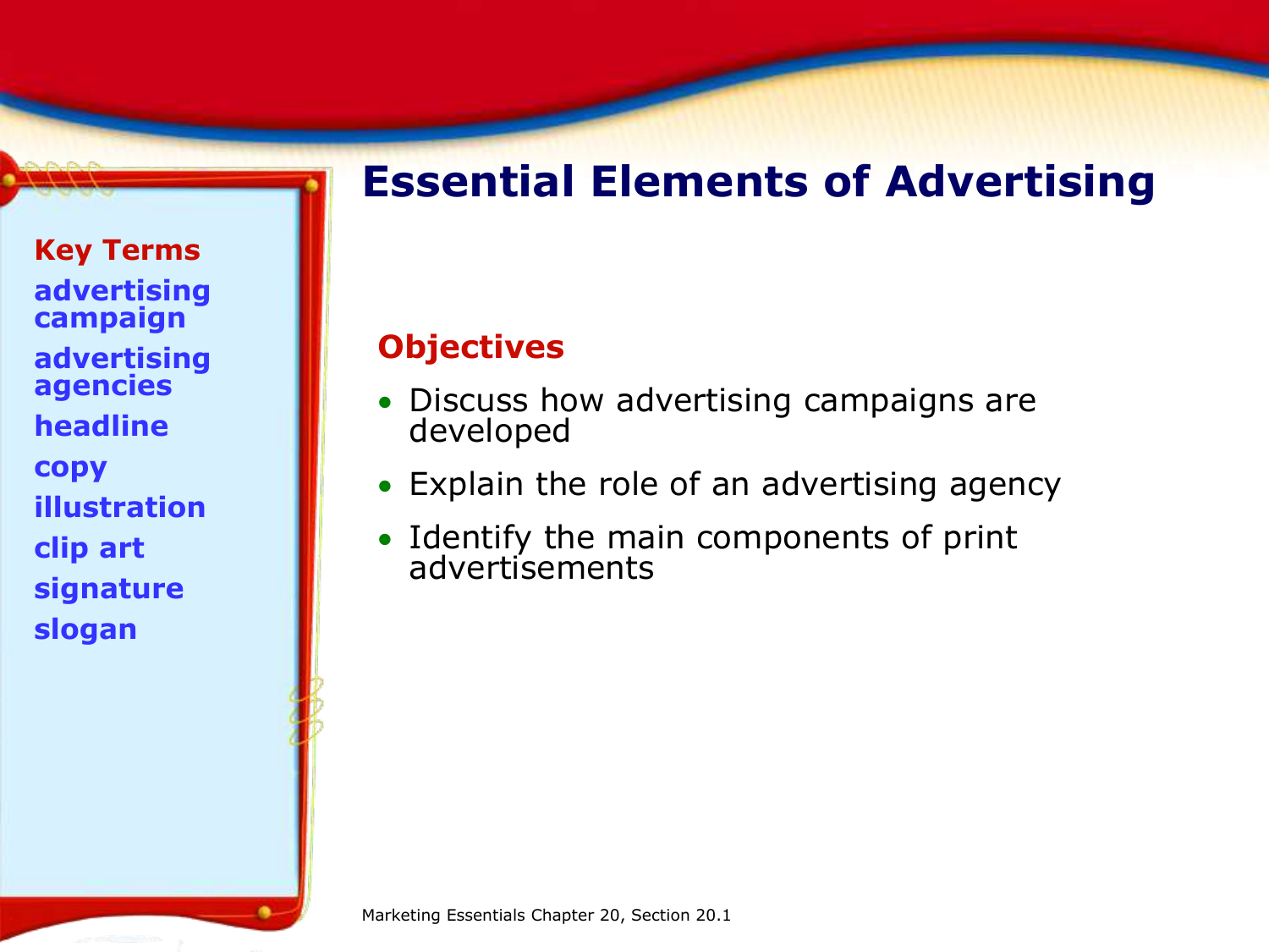# Essential Elements of Advertising

**Key Terms**

- advertising campaign
- advertising agencies
- headline
- copy
- illustration
- clip art
- signature
- slogan

## Objectives

- Discuss how advertising campaigns are developed
- Explain the role of an advertising agency
- Identify the main components of print advertisements

Marketing Essentials Chapter 20, Section 20.1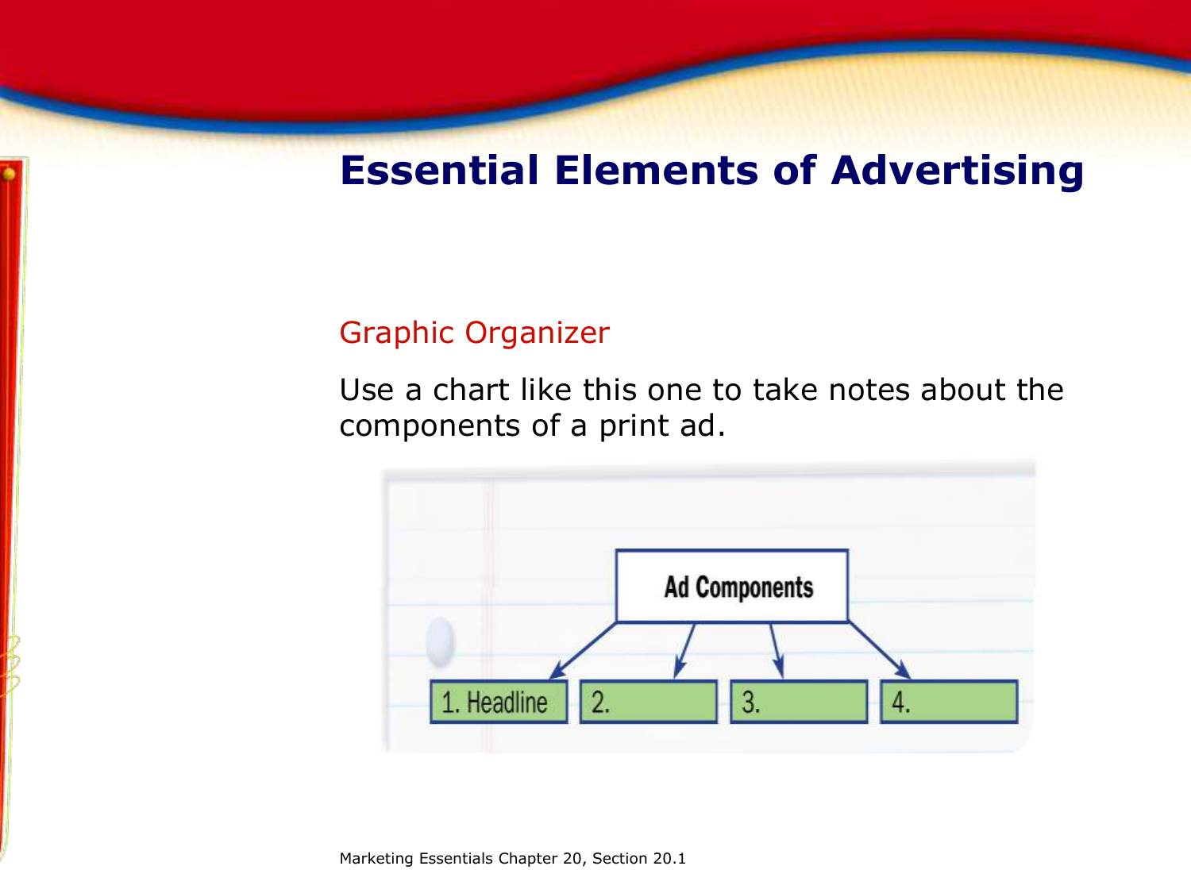# Essential Elements of Advertising

## Graphic Organizer

Use a chart like this one to take notes about the components of a print ad.

Ad Components

1. Headline
2.
3.
4.

Marketing Essentials Chapter 20, Section 20.1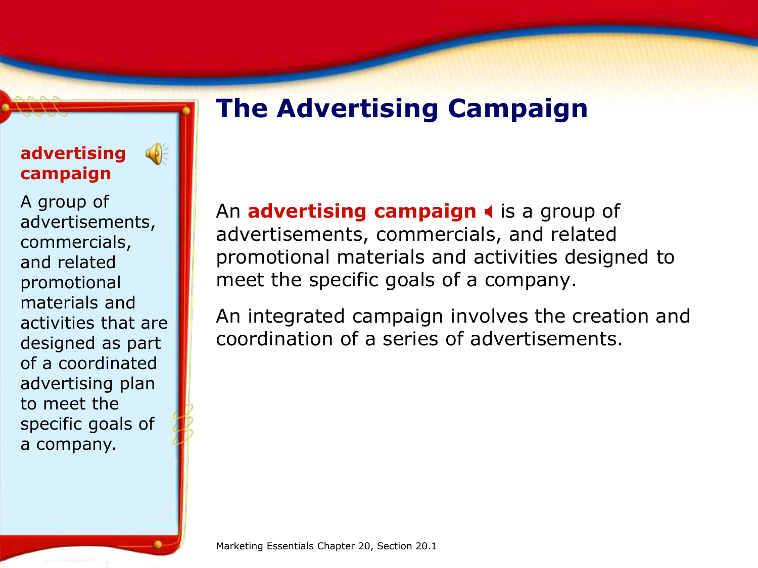# The Advertising Campaign

**advertising campaign**

A group of advertisements, commercials, and related promotional materials and activities that are designed as part of a coordinated advertising plan to meet the specific goals of a company.

An **advertising campaign** is a group of advertisements, commercials, and related promotional materials and activities designed to meet the specific goals of a company.

An integrated campaign involves the creation and coordination of a series of advertisements.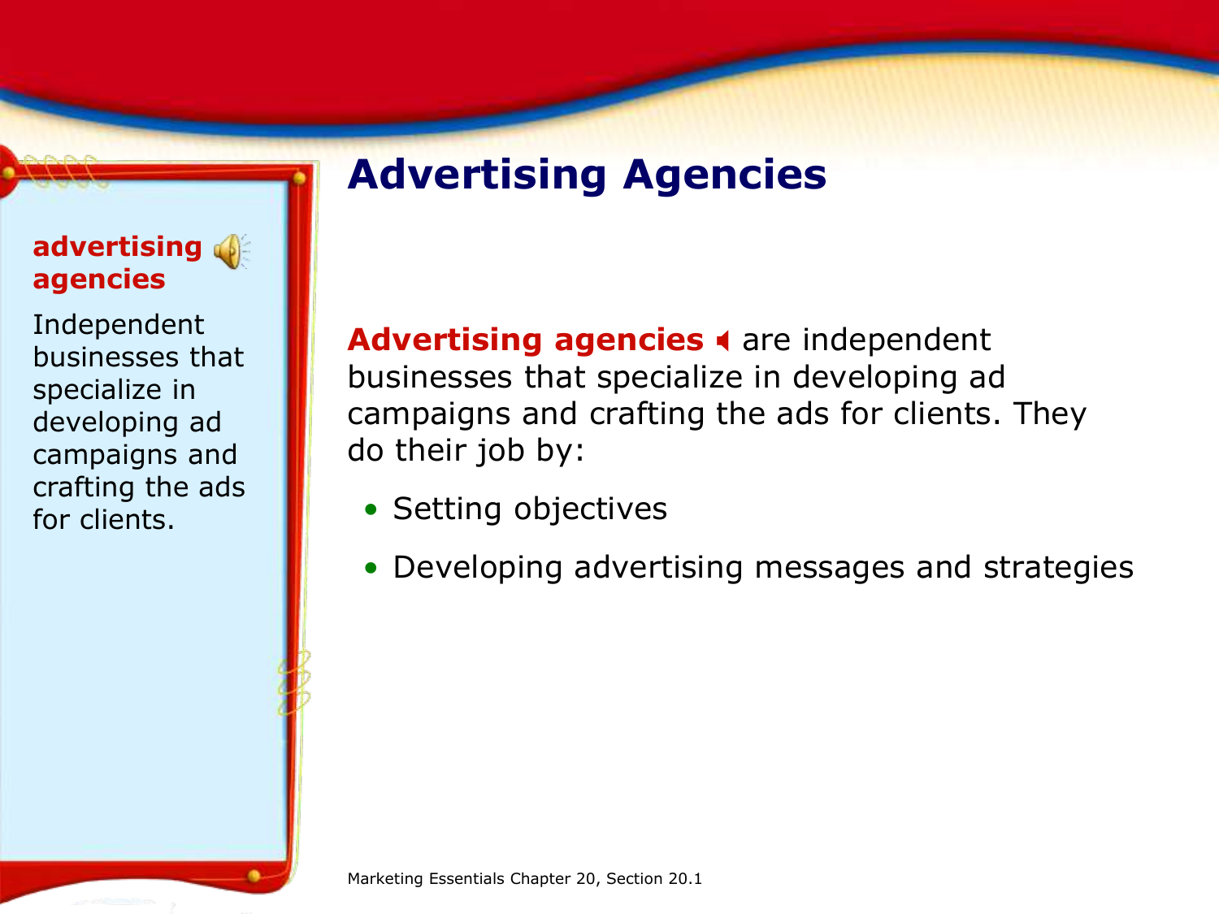# Advertising Agencies

**advertising agencies**

Independent businesses that specialize in developing ad campaigns and crafting the ads for clients.

**Advertising agencies** are independent businesses that specialize in developing ad campaigns and crafting the ads for clients. They do their job by:

- Setting objectives
- Developing advertising messages and strategies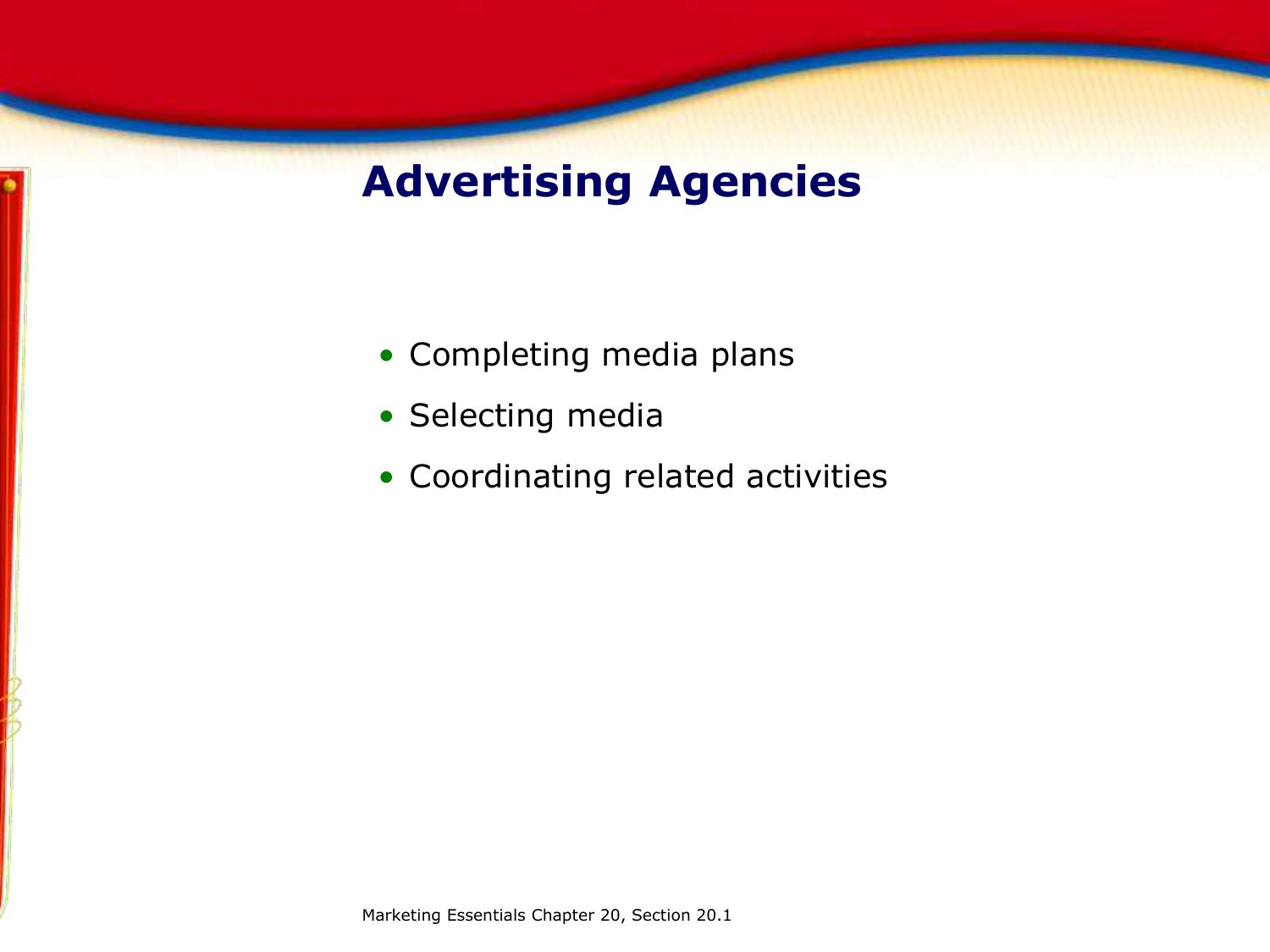# Advertising Agencies

- Completing media plans
- Selecting media
- Coordinating related activities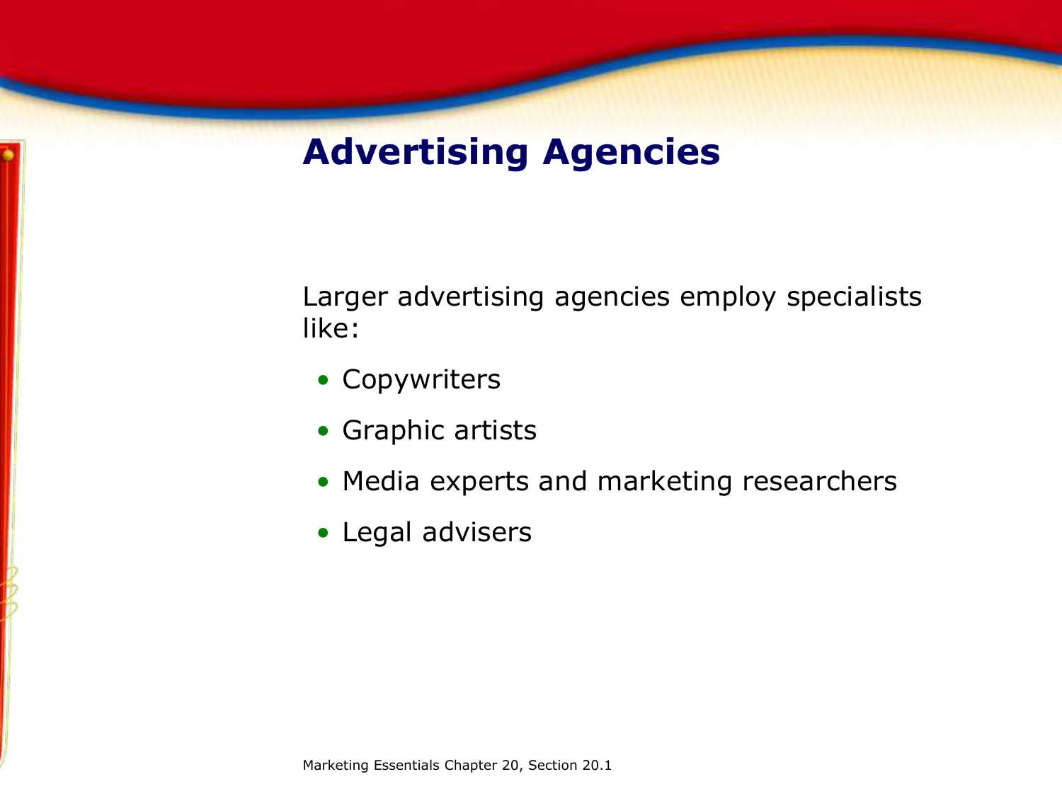# Advertising Agencies

Larger advertising agencies employ specialists like:

- Copywriters
- Graphic artists
- Media experts and marketing researchers
- Legal advisers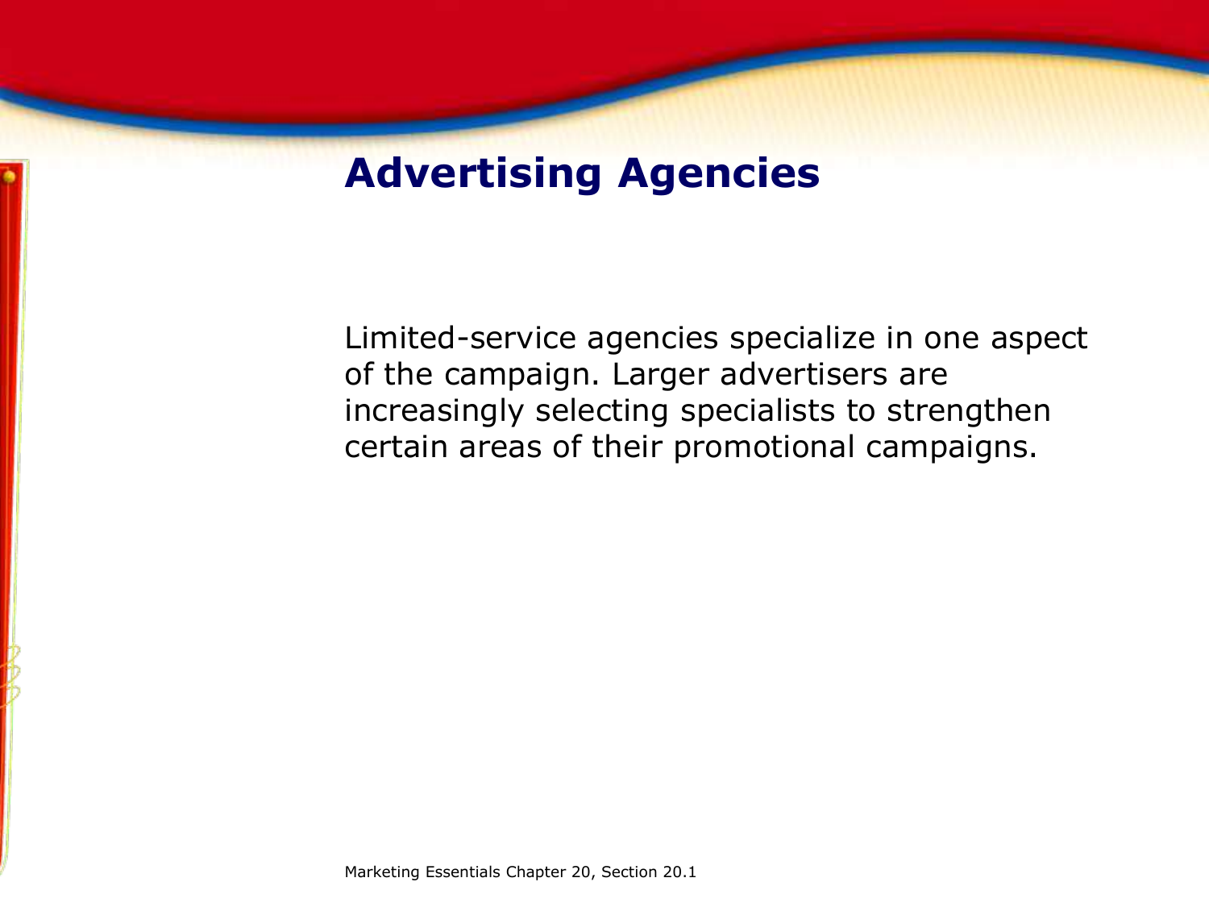# Advertising Agencies

Limited-service agencies specialize in one aspect of the campaign. Larger advertisers are increasingly selecting specialists to strengthen certain areas of their promotional campaigns.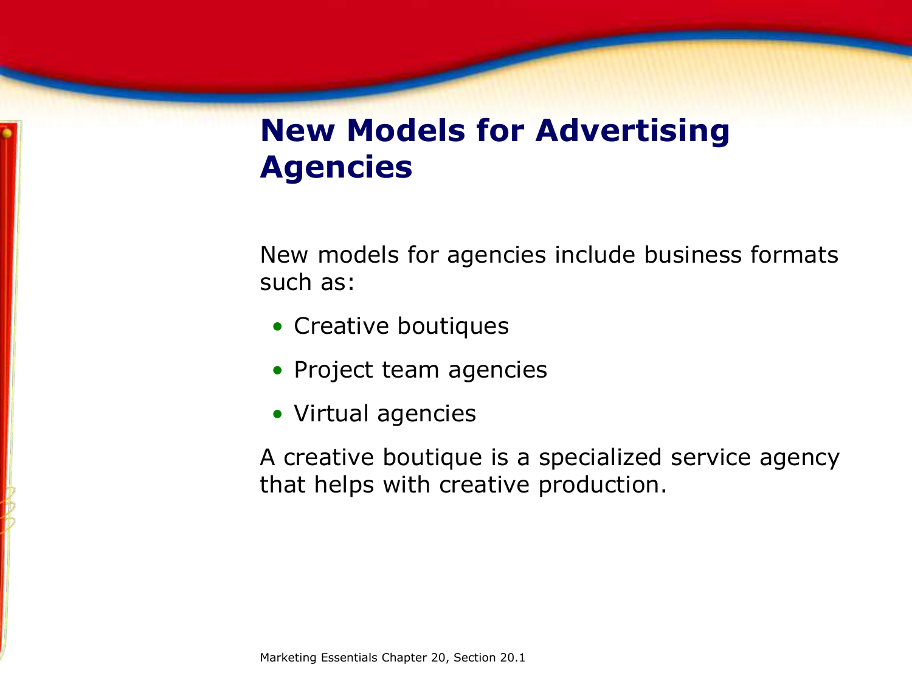# New Models for Advertising Agencies

New models for agencies include business formats such as:

- Creative boutiques
- Project team agencies
- Virtual agencies

A creative boutique is a specialized service agency that helps with creative production.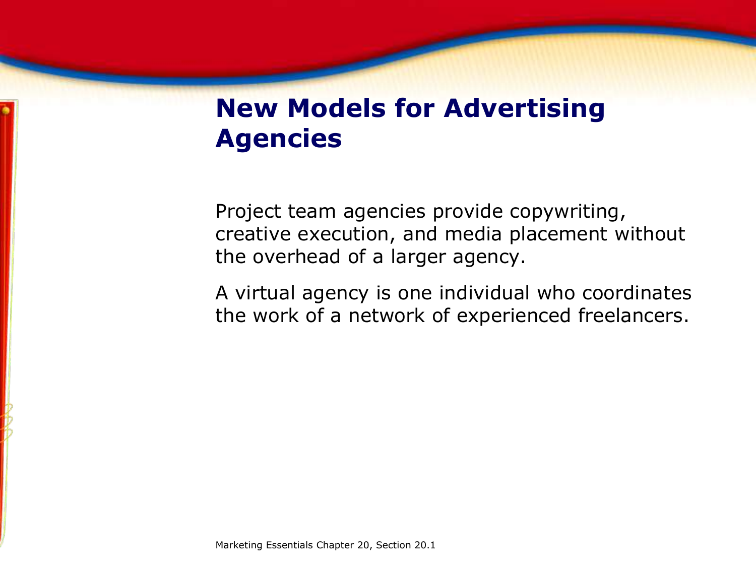# New Models for Advertising Agencies

Project team agencies provide copywriting, creative execution, and media placement without the overhead of a larger agency.

A virtual agency is one individual who coordinates the work of a network of experienced freelancers.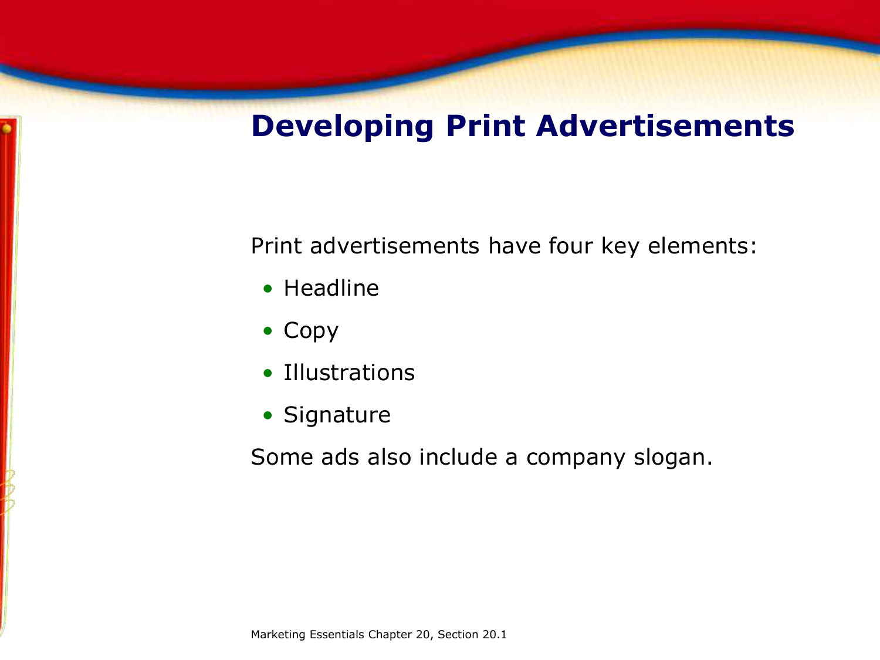# Developing Print Advertisements

Print advertisements have four key elements:

- Headline
- Copy
- Illustrations
- Signature

Some ads also include a company slogan.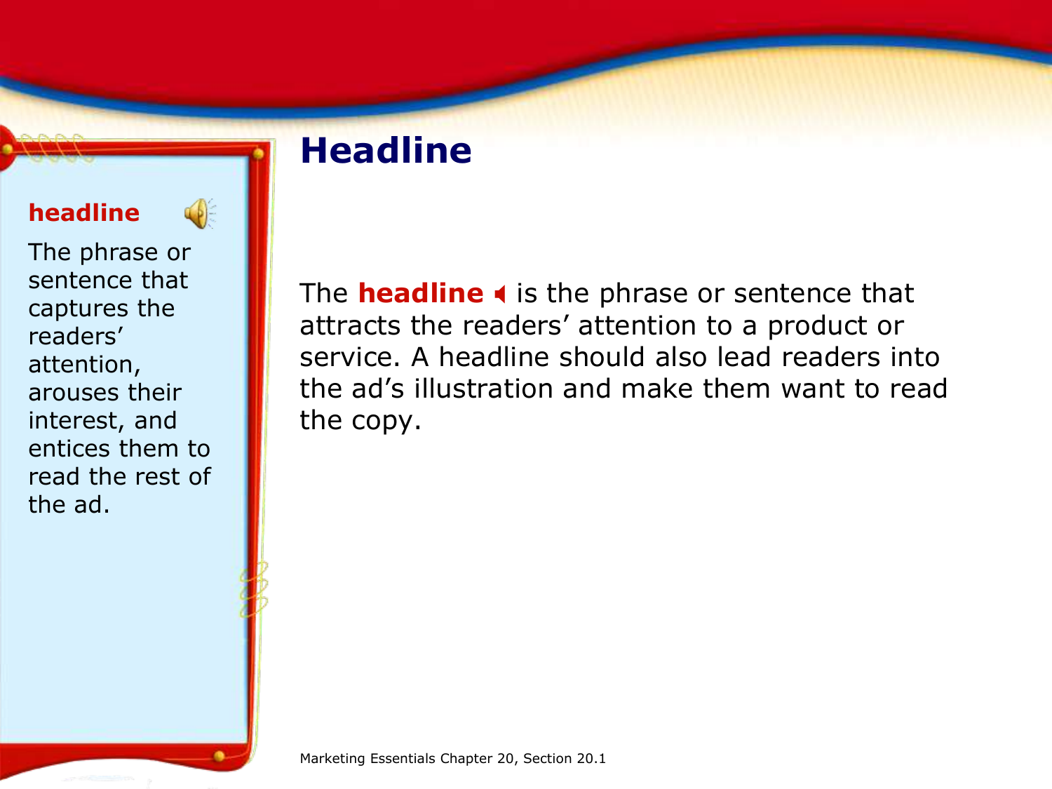# Headline

**headline**

The phrase or sentence that captures the readers' attention, arouses their interest, and entices them to read the rest of the ad.

The **headline** is the phrase or sentence that attracts the readers' attention to a product or service. A headline should also lead readers into the ad's illustration and make them want to read the copy.

Marketing Essentials Chapter 20, Section 20.1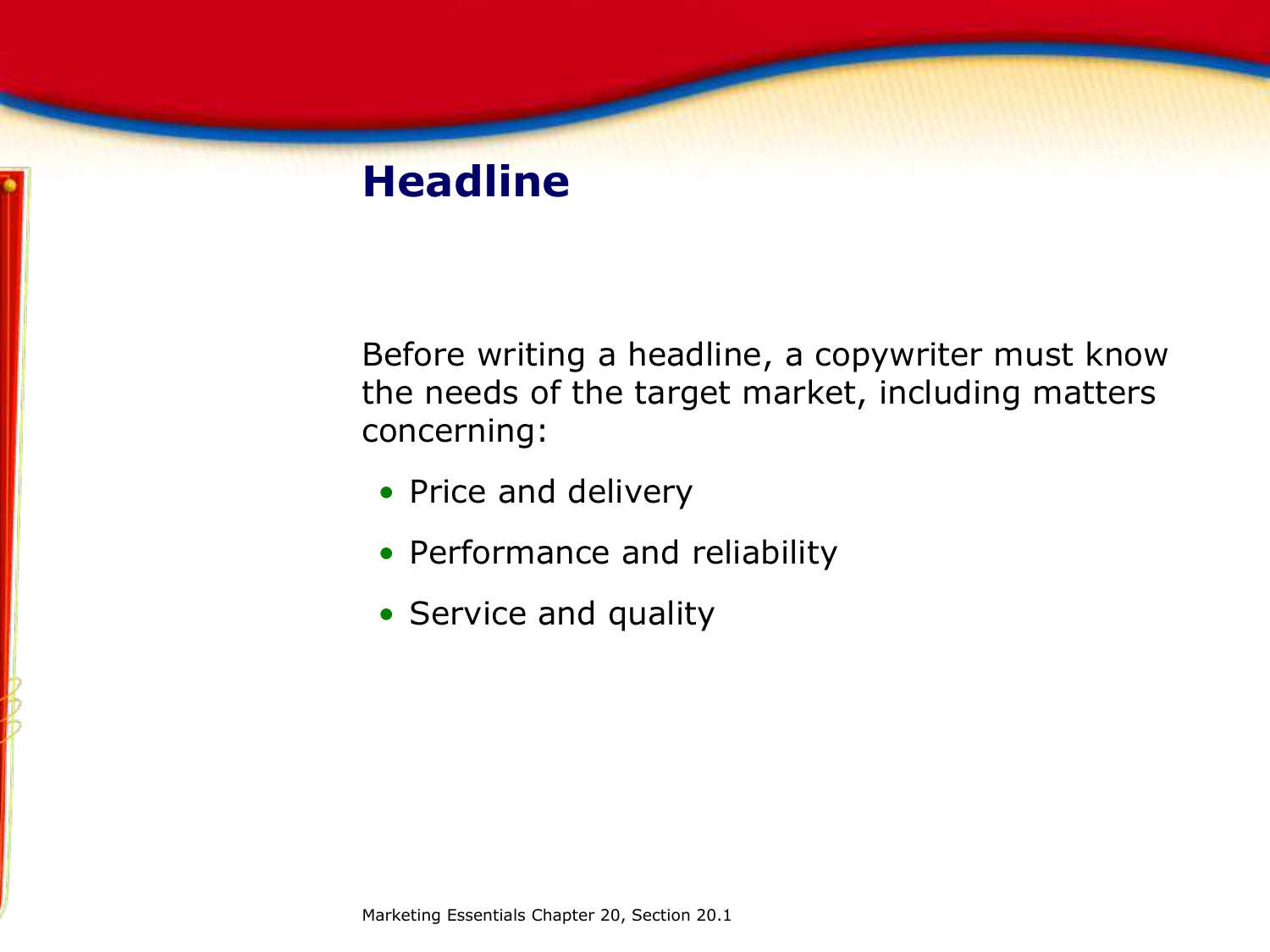# Headline

Before writing a headline, a copywriter must know the needs of the target market, including matters concerning:

- Price and delivery
- Performance and reliability
- Service and quality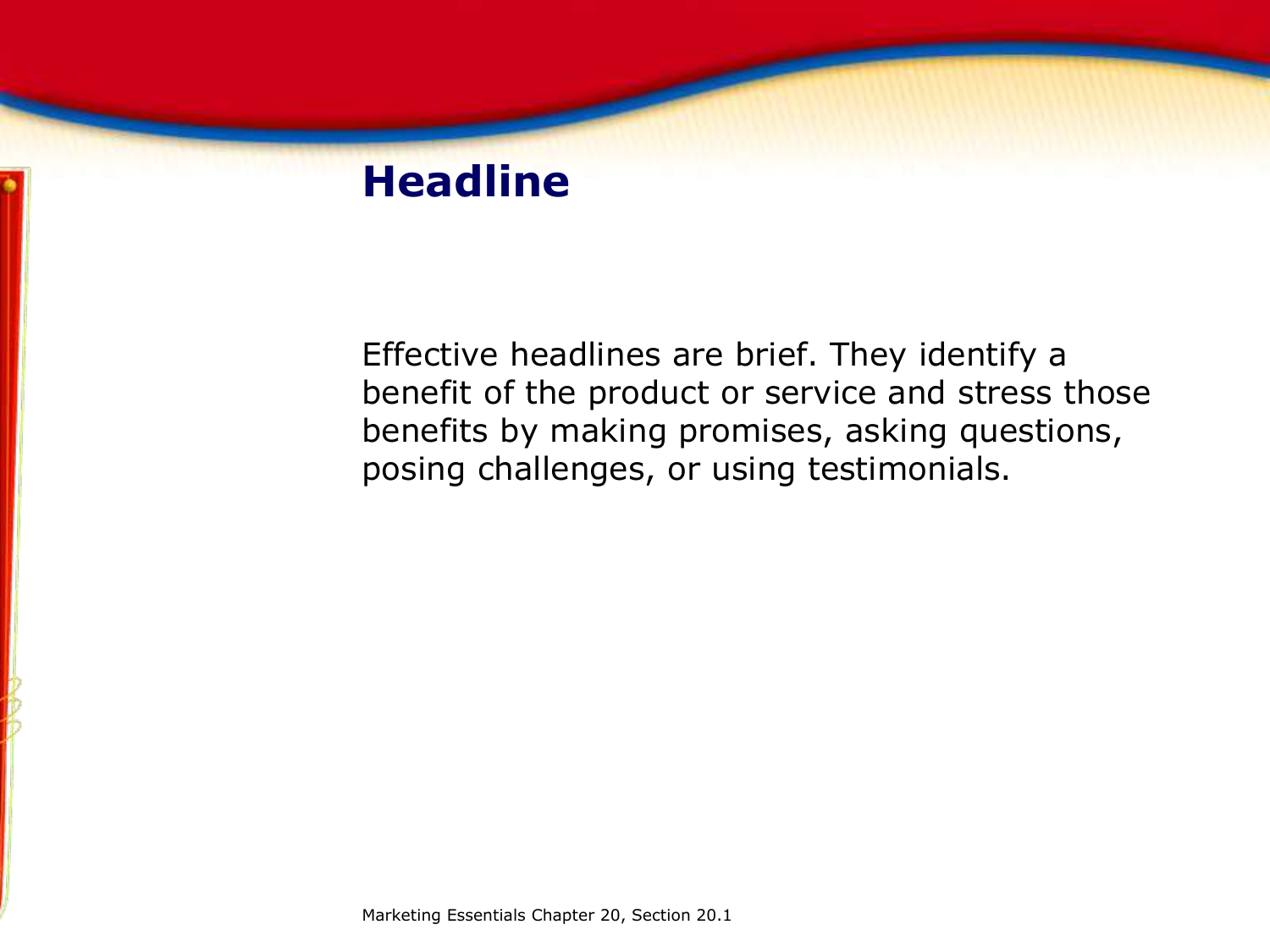# Headline

Effective headlines are brief. They identify a benefit of the product or service and stress those benefits by making promises, asking questions, posing challenges, or using testimonials.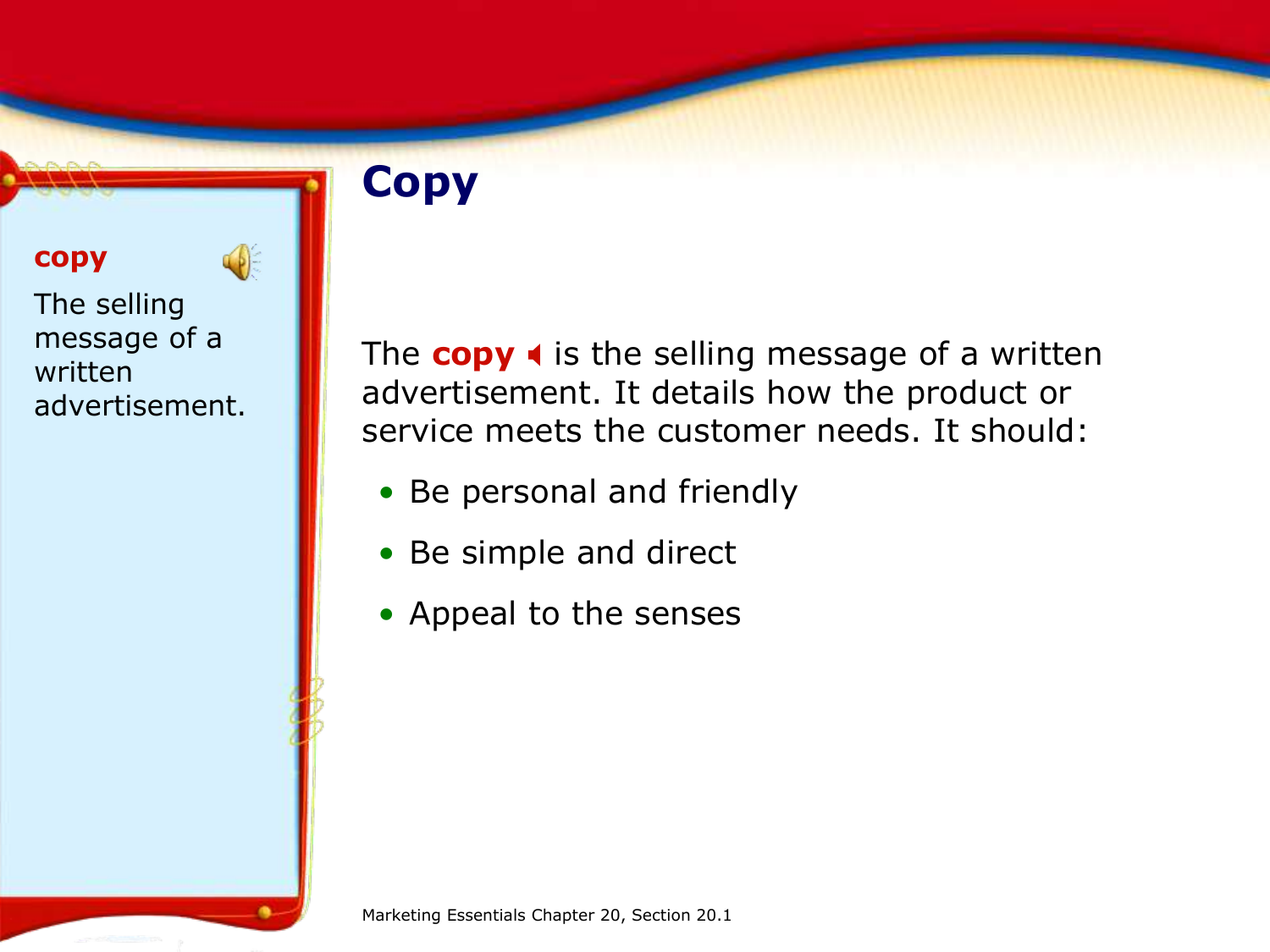# Copy

**copy**

The selling message of a written advertisement.

The **copy** is the selling message of a written advertisement. It details how the product or service meets the customer needs. It should:

- Be personal and friendly
- Be simple and direct
- Appeal to the senses

Marketing Essentials Chapter 20, Section 20.1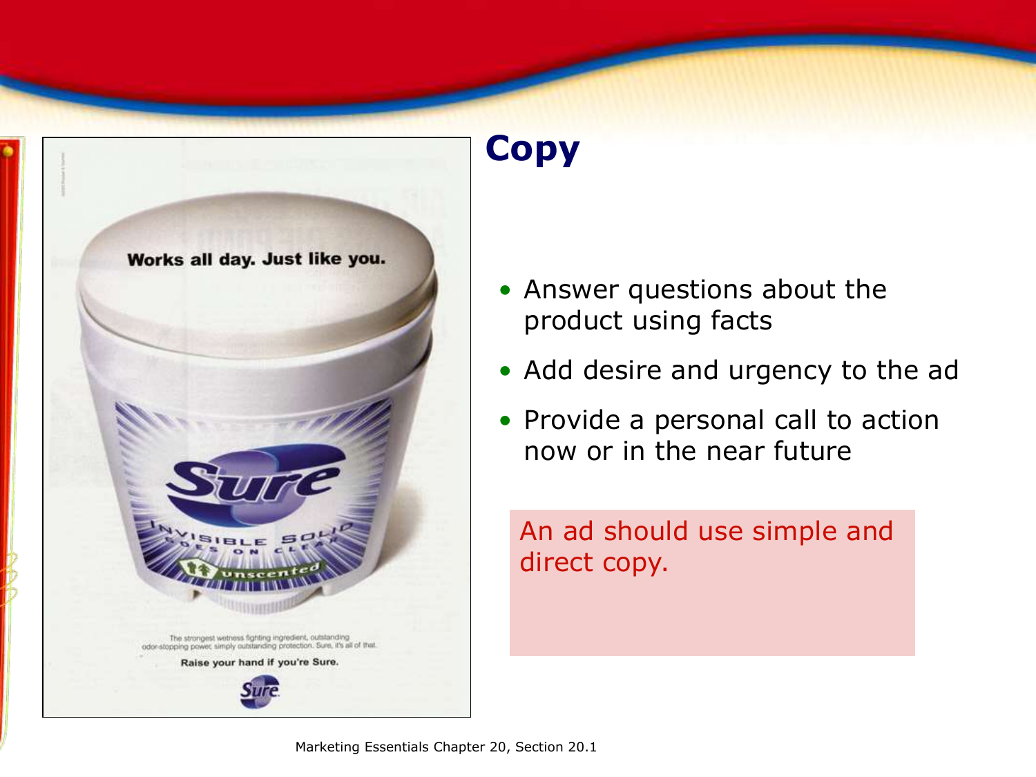# Copy

- Answer questions about the product using facts
- Add desire and urgency to the ad
- Provide a personal call to action now or in the near future

An ad should use simple and direct copy.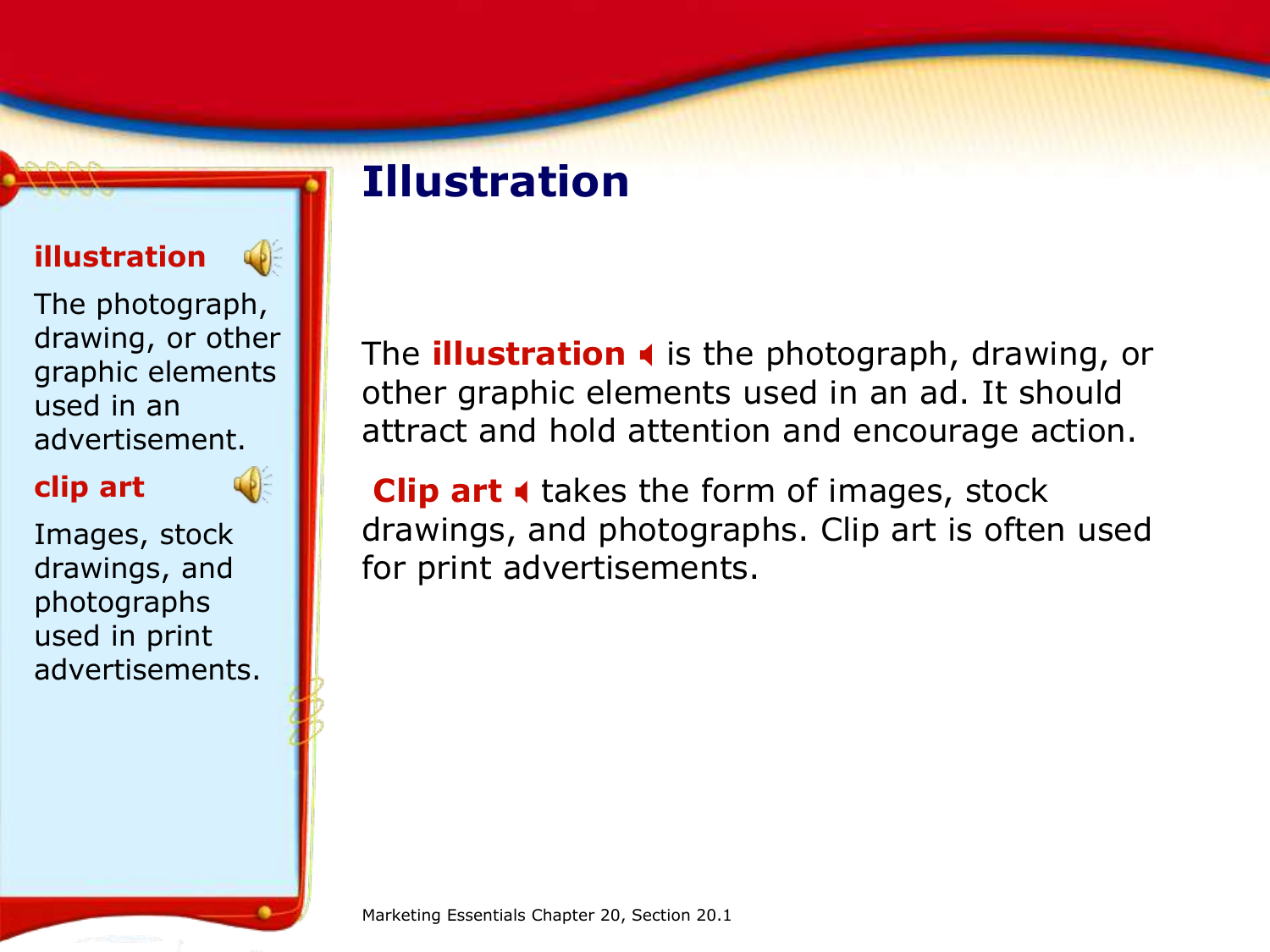# Illustration

**illustration**

The photograph, drawing, or other graphic elements used in an advertisement.

**clip art**

Images, stock drawings, and photographs used in print advertisements.

The **illustration** is the photograph, drawing, or other graphic elements used in an ad. It should attract and hold attention and encourage action.

**Clip art** takes the form of images, stock drawings, and photographs. Clip art is often used for print advertisements.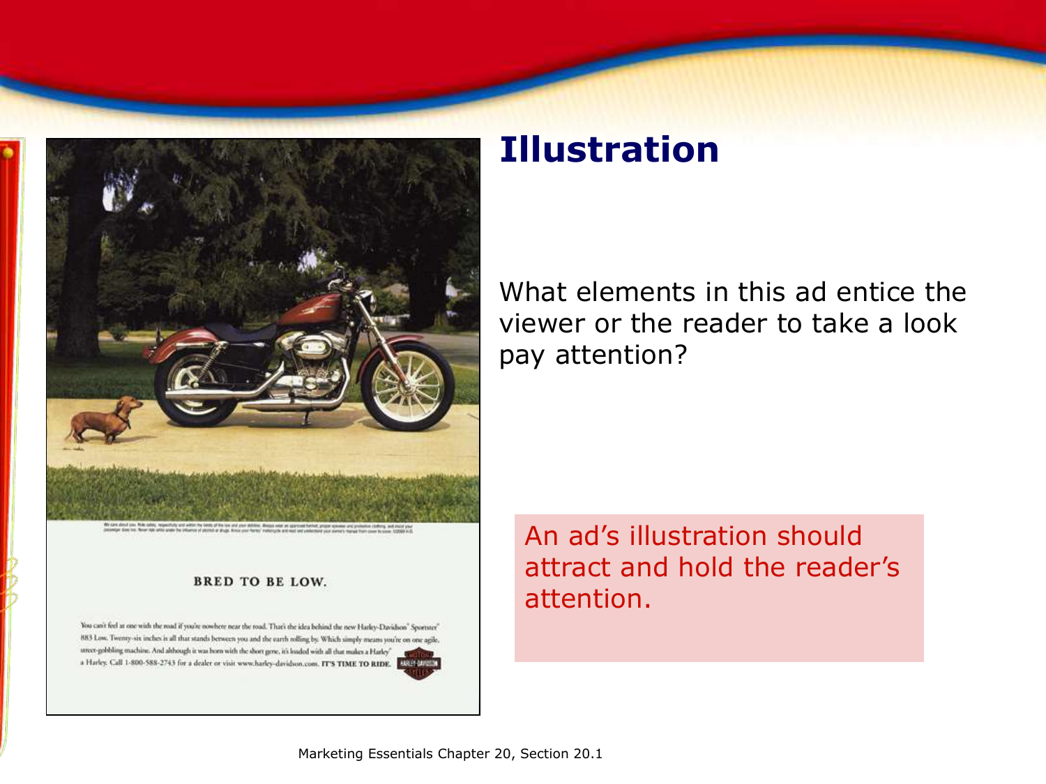# Illustration

What elements in this ad entice the viewer or the reader to take a look pay attention?

BRED TO BE LOW.

You can't feel at one with the road if you're nowhere near the road. That's the idea behind the new Harley-Davidson® Sportster® 883 Low. Twenty-six inches is all that stands between you and the earth rolling by. Which simply means you're on one agile, street-gobbling machine. And although it was born with the short gene, it's loaded with all that makes a Harley® a Harley. Call 1-800-588-2743 for a dealer or visit www.harley-davidson.com. IT'S TIME TO RIDE.

An ad's illustration should attract and hold the reader's attention.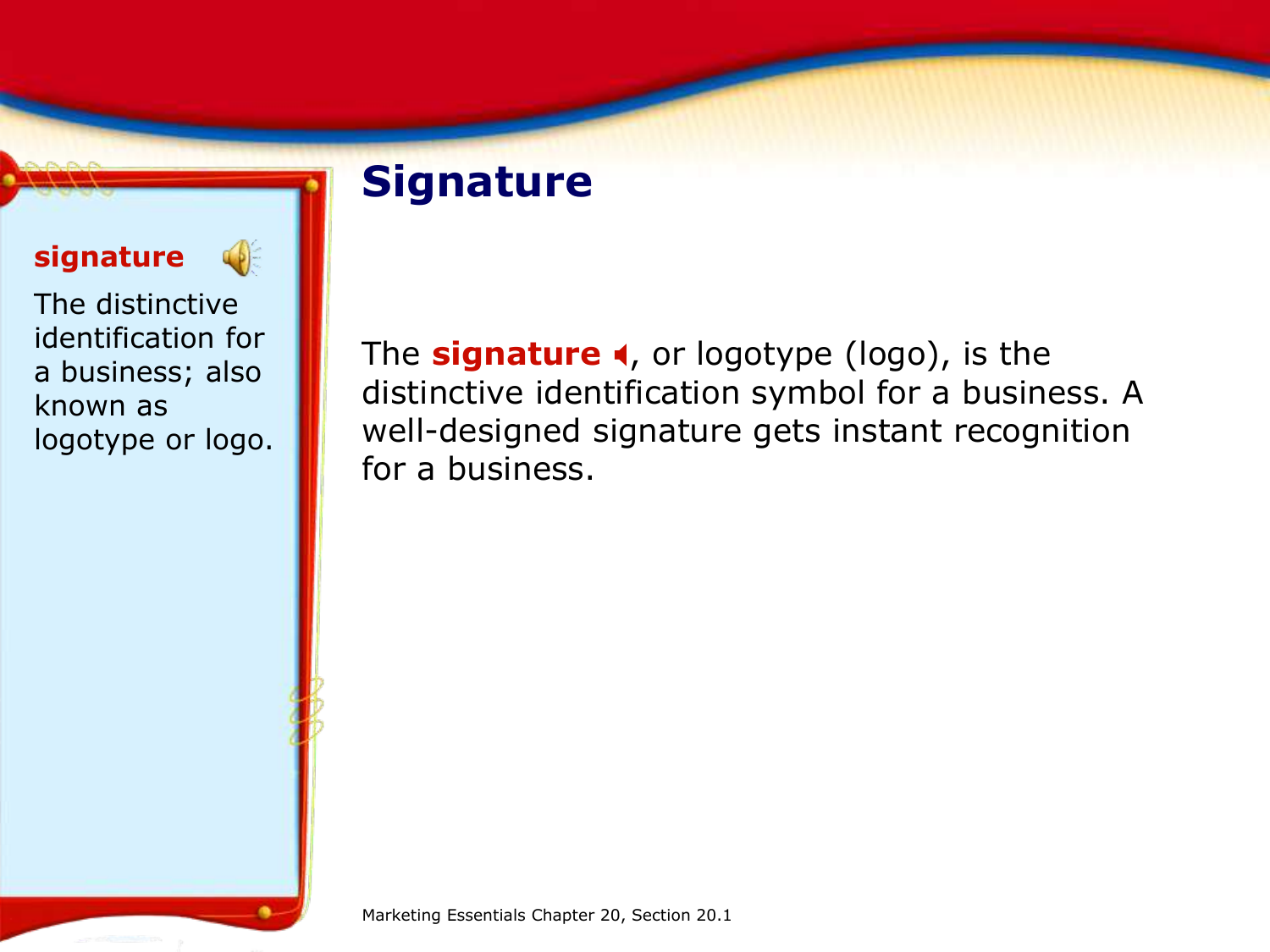# Signature

**signature**

The distinctive identification for a business; also known as logotype or logo.

The **signature**, or logotype (logo), is the distinctive identification symbol for a business. A well-designed signature gets instant recognition for a business.

Marketing Essentials Chapter 20, Section 20.1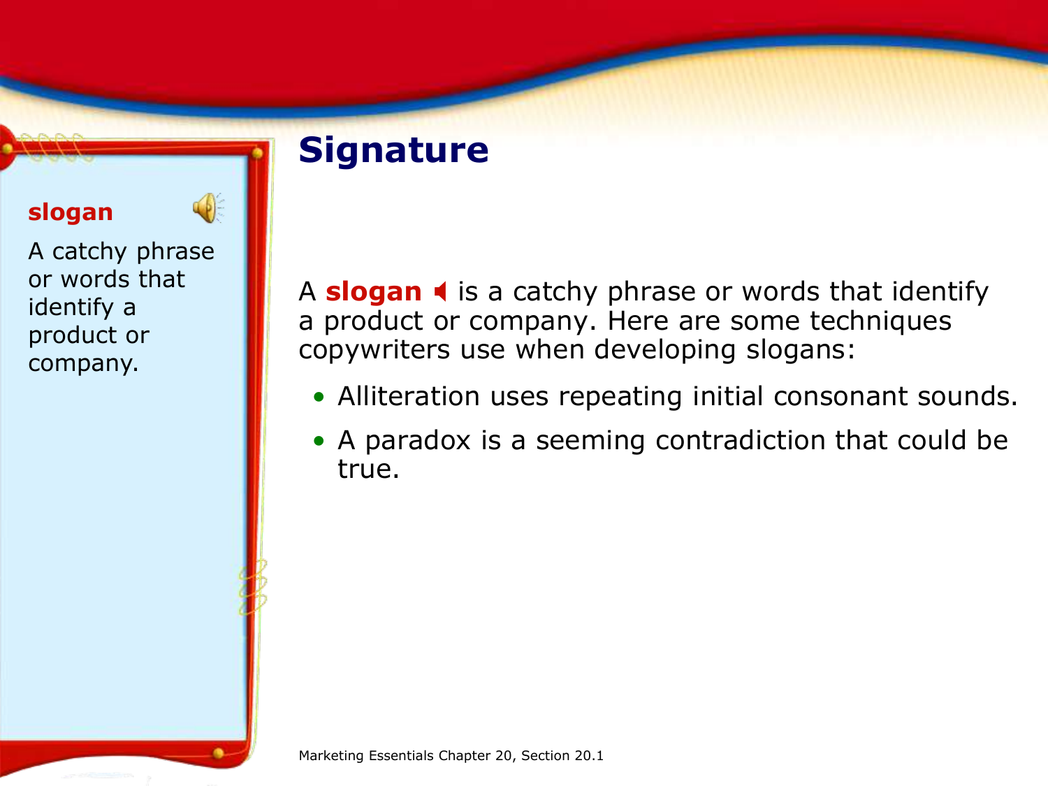**slogan**

A catchy phrase or words that identify a product or company.

# Signature

A **slogan** is a catchy phrase or words that identify a product or company. Here are some techniques copywriters use when developing slogans:

- Alliteration uses repeating initial consonant sounds.
- A paradox is a seeming contradiction that could be true.

Marketing Essentials Chapter 20, Section 20.1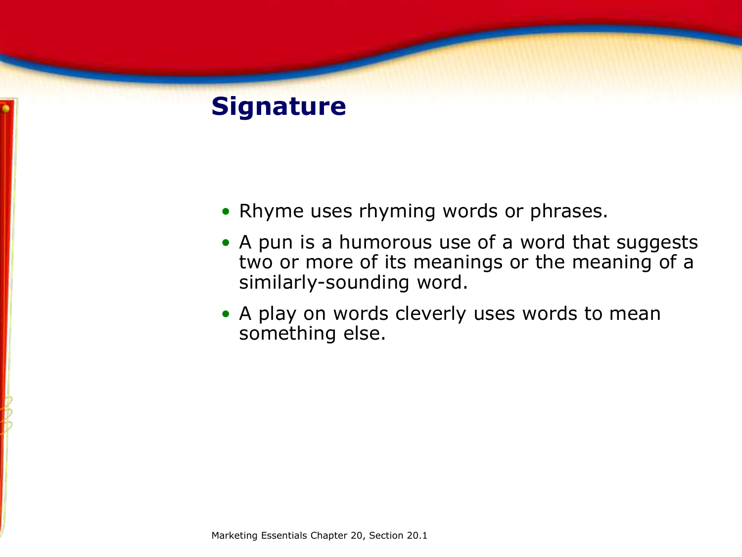# Signature

- Rhyme uses rhyming words or phrases.
- A pun is a humorous use of a word that suggests two or more of its meanings or the meaning of a similarly-sounding word.
- A play on words cleverly uses words to mean something else.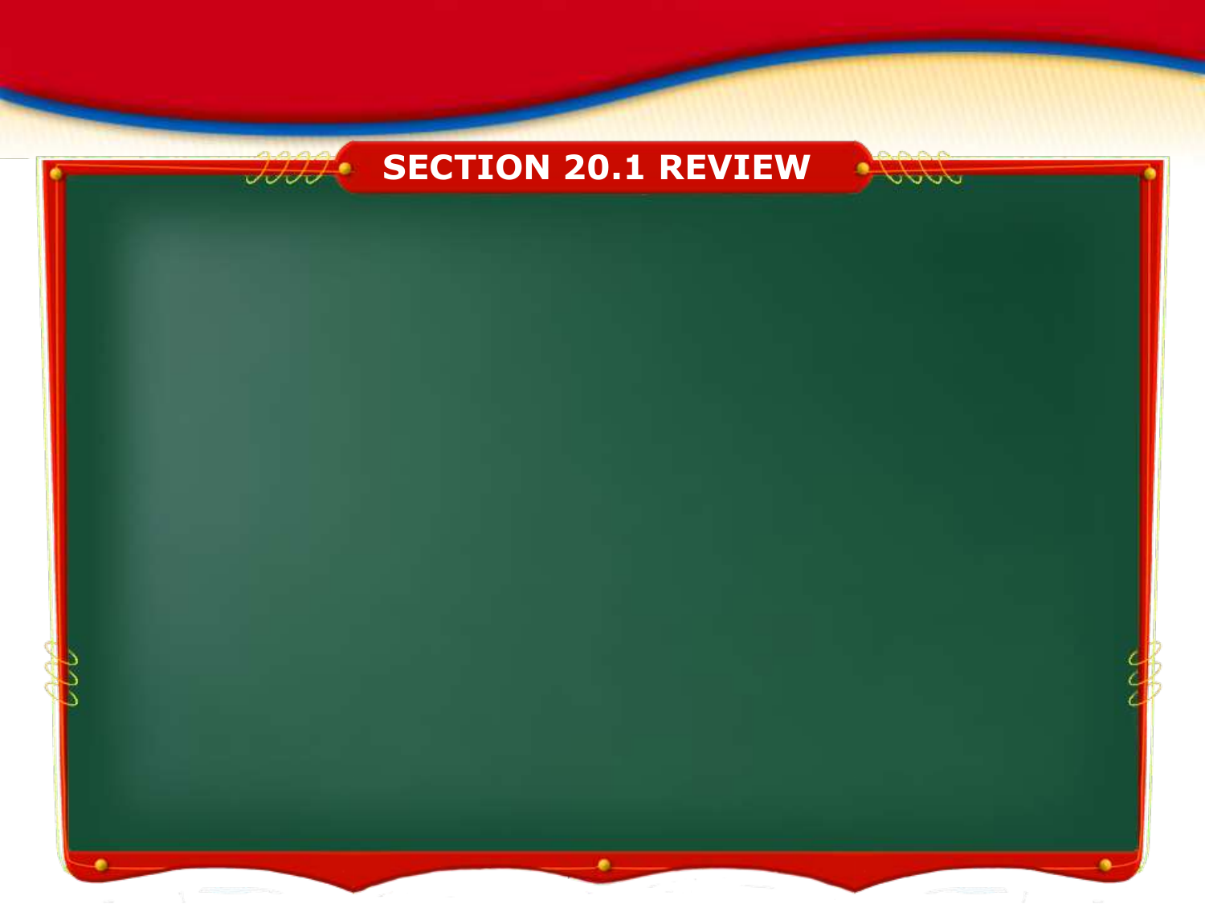# SECTION 20.1 REVIEW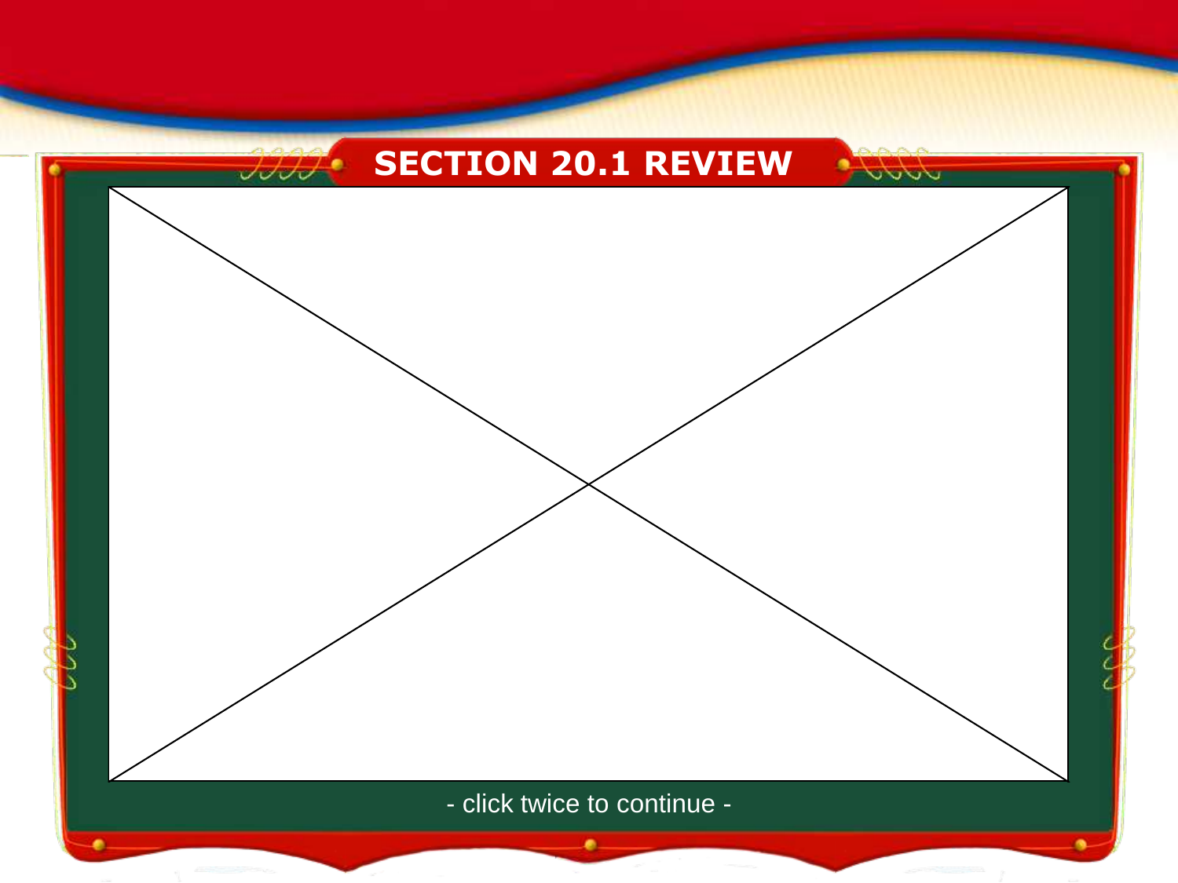# SECTION 20.1 REVIEW

- click twice to continue -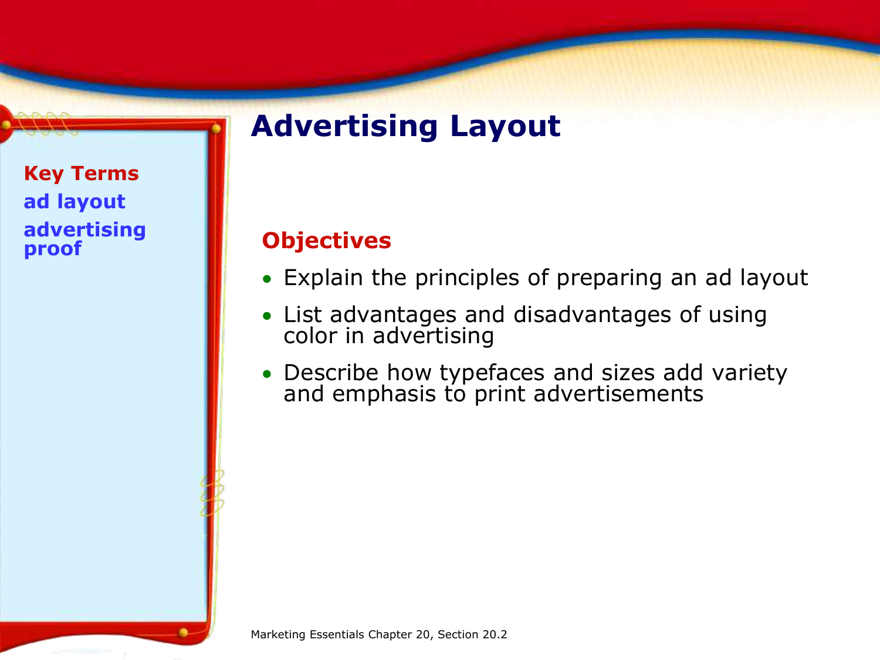# Advertising Layout

**Key Terms**

**ad layout**

**advertising proof**

## Objectives

- Explain the principles of preparing an ad layout
- List advantages and disadvantages of using color in advertising
- Describe how typefaces and sizes add variety and emphasis to print advertisements

Marketing Essentials Chapter 20, Section 20.2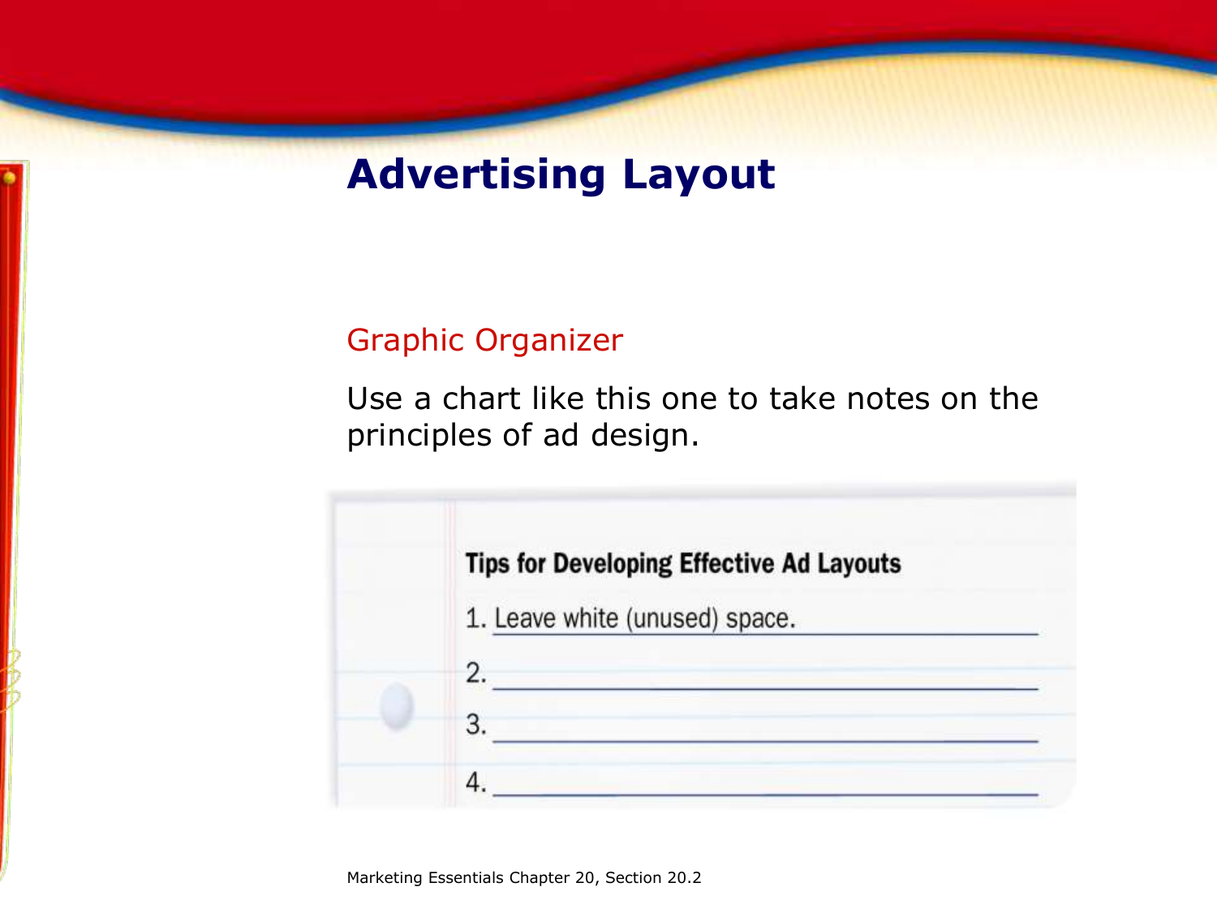# Advertising Layout

Graphic Organizer

Use a chart like this one to take notes on the principles of ad design.

**Tips for Developing Effective Ad Layouts**

1. Leave white (unused) space.
2. ______________________________
3. ______________________________
4. ______________________________

Marketing Essentials Chapter 20, Section 20.2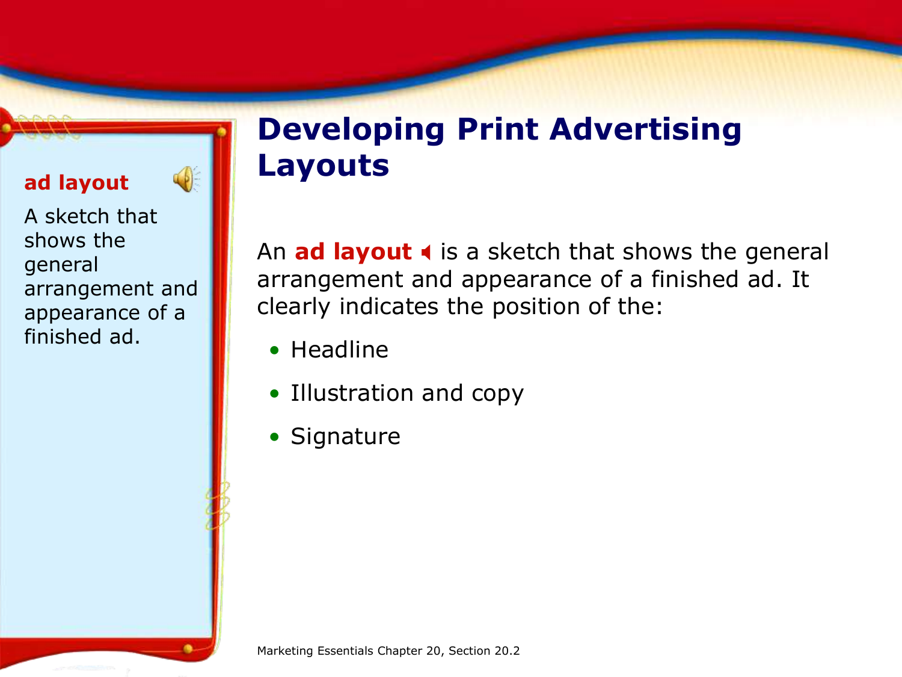**ad layout**

A sketch that shows the general arrangement and appearance of a finished ad.

# Developing Print Advertising Layouts

An **ad layout** is a sketch that shows the general arrangement and appearance of a finished ad. It clearly indicates the position of the:

- Headline
- Illustration and copy
- Signature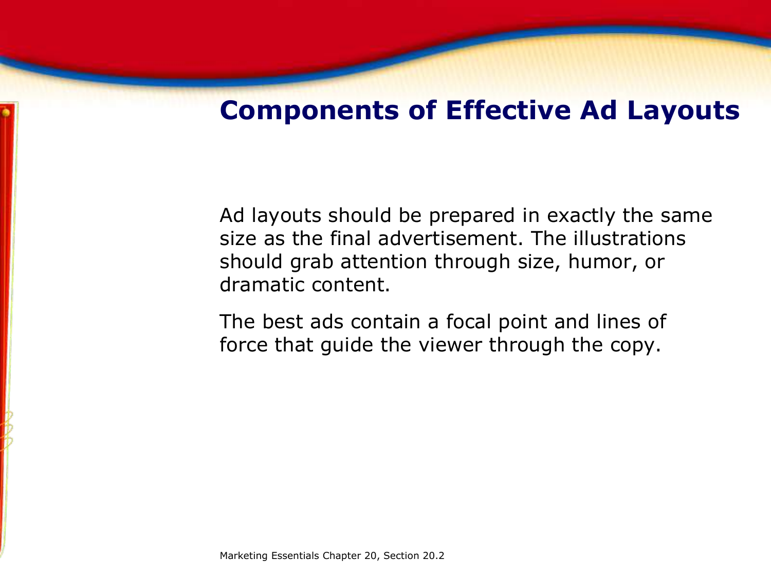# Components of Effective Ad Layouts

Ad layouts should be prepared in exactly the same size as the final advertisement. The illustrations should grab attention through size, humor, or dramatic content.

The best ads contain a focal point and lines of force that guide the viewer through the copy.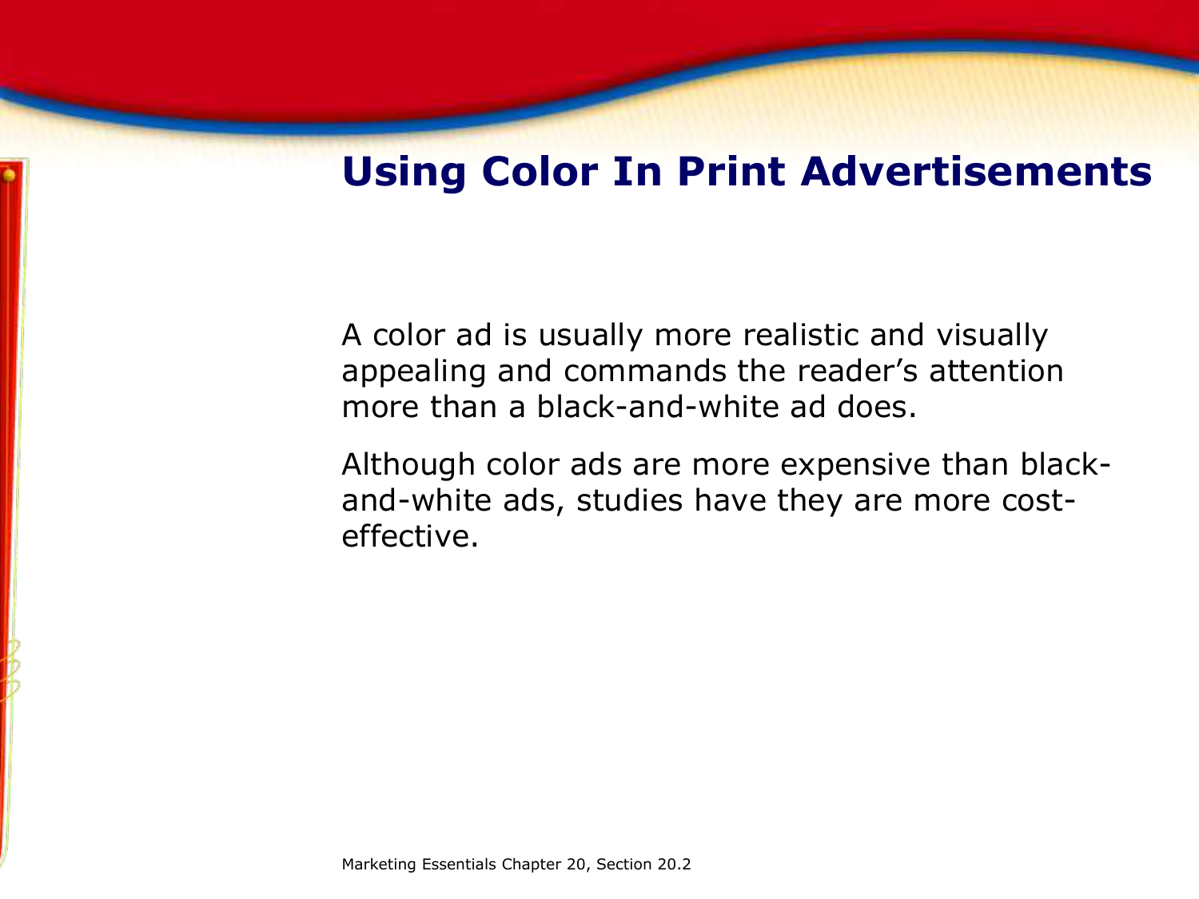# Using Color In Print Advertisements

A color ad is usually more realistic and visually appealing and commands the reader's attention more than a black-and-white ad does.

Although color ads are more expensive than black-and-white ads, studies have they are more cost-effective.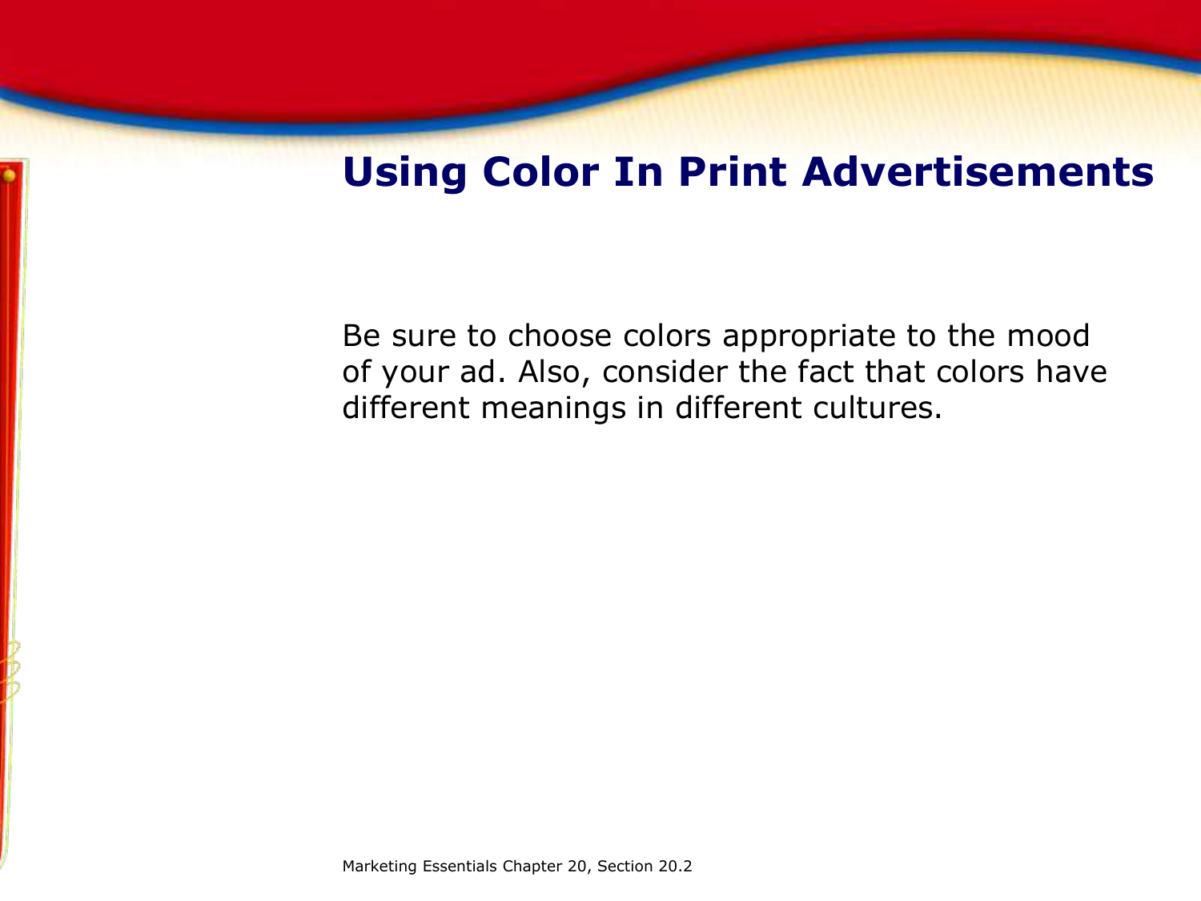# Using Color In Print Advertisements

Be sure to choose colors appropriate to the mood of your ad. Also, consider the fact that colors have different meanings in different cultures.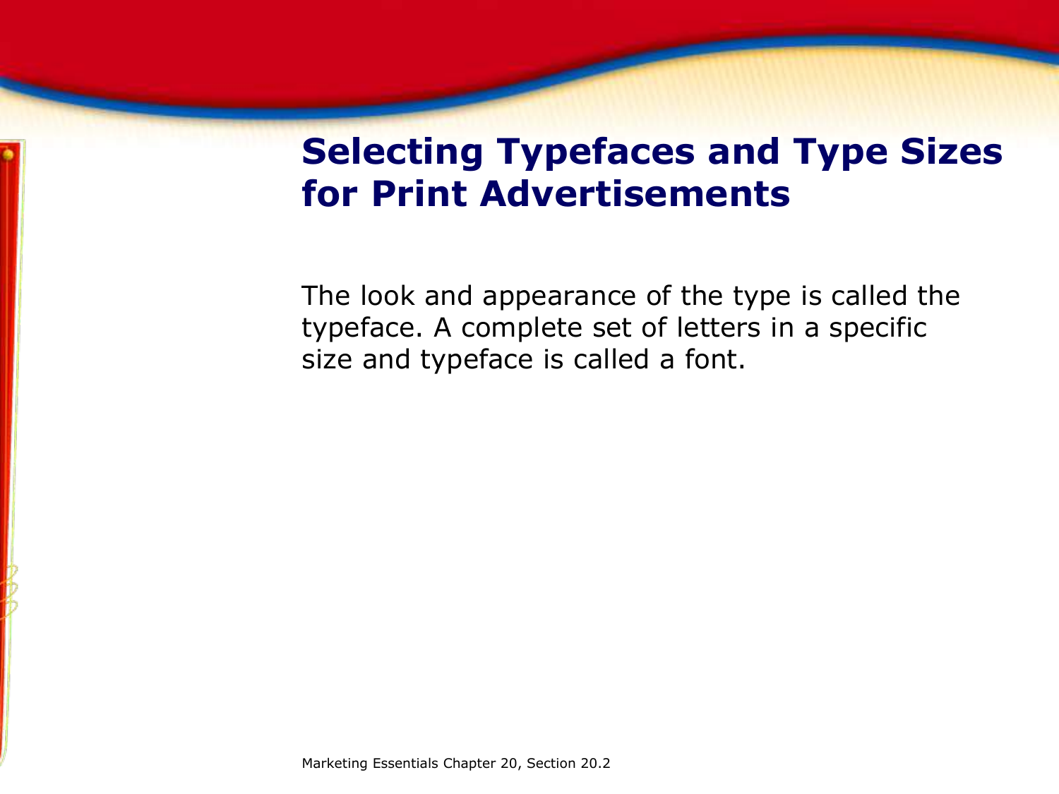## Selecting Typefaces and Type Sizes for Print Advertisements

The look and appearance of the type is called the typeface. A complete set of letters in a specific size and typeface is called a font.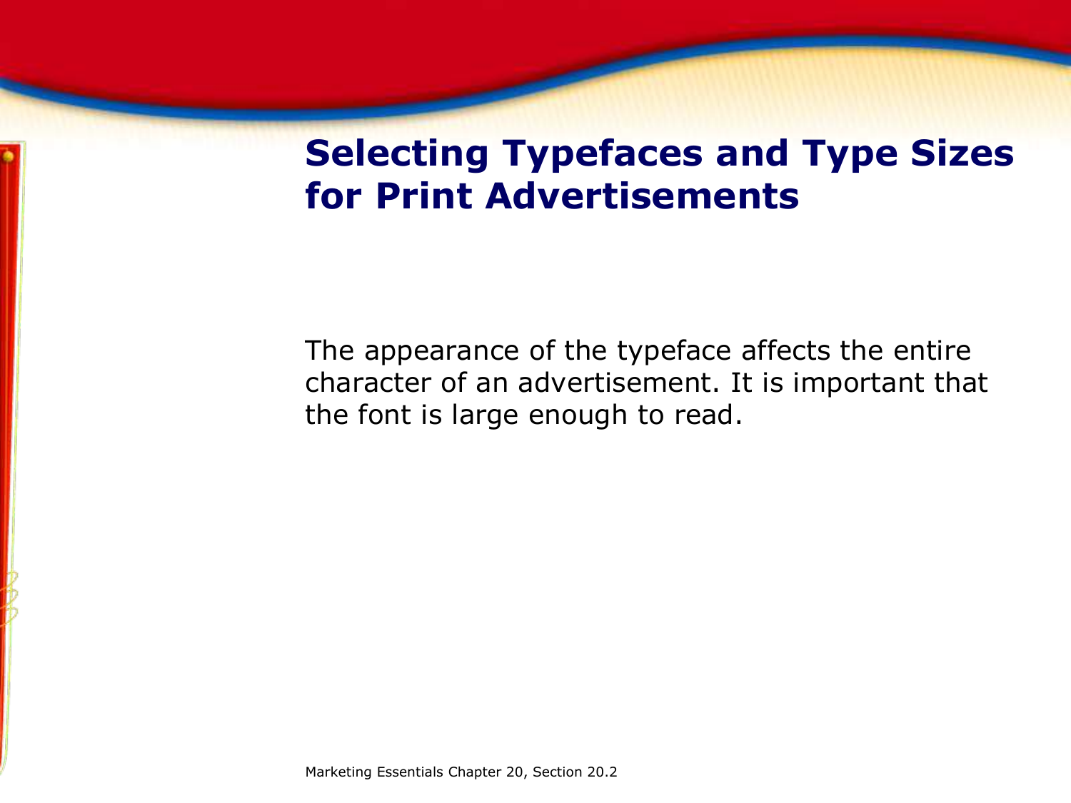# Selecting Typefaces and Type Sizes for Print Advertisements

The appearance of the typeface affects the entire character of an advertisement. It is important that the font is large enough to read.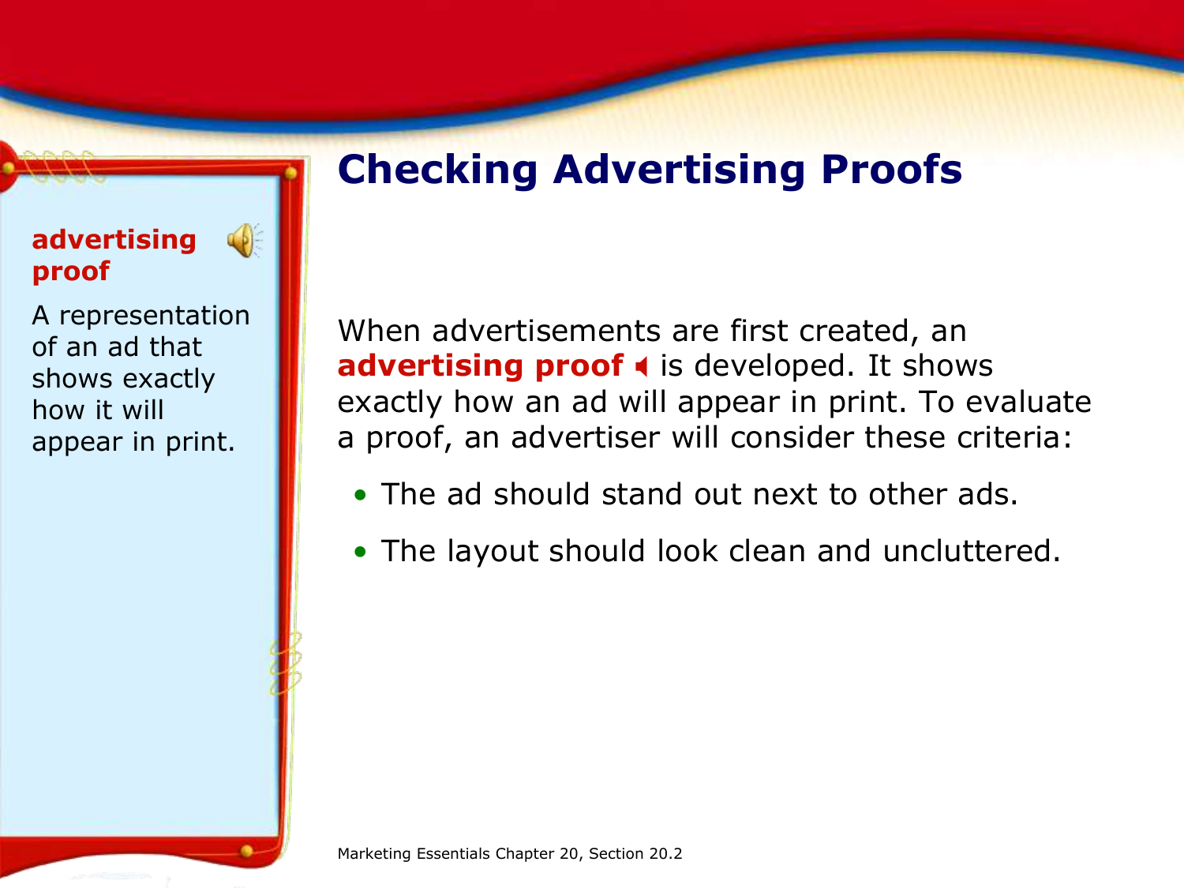# Checking Advertising Proofs

**advertising proof**

A representation of an ad that shows exactly how it will appear in print.

When advertisements are first created, an **advertising proof** is developed. It shows exactly how an ad will appear in print. To evaluate a proof, an advertiser will consider these criteria:

- The ad should stand out next to other ads.
- The layout should look clean and uncluttered.

Marketing Essentials Chapter 20, Section 20.2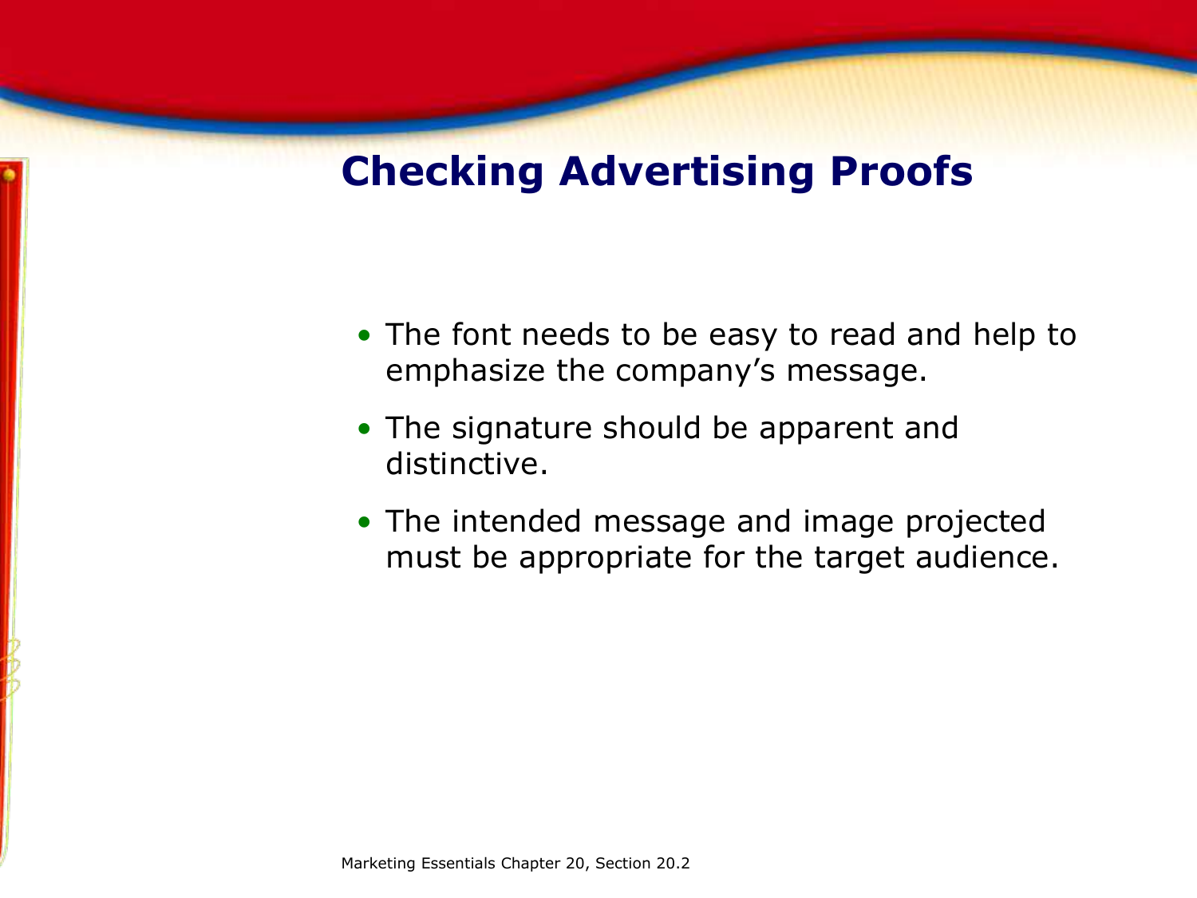# Checking Advertising Proofs

- The font needs to be easy to read and help to emphasize the company's message.
- The signature should be apparent and distinctive.
- The intended message and image projected must be appropriate for the target audience.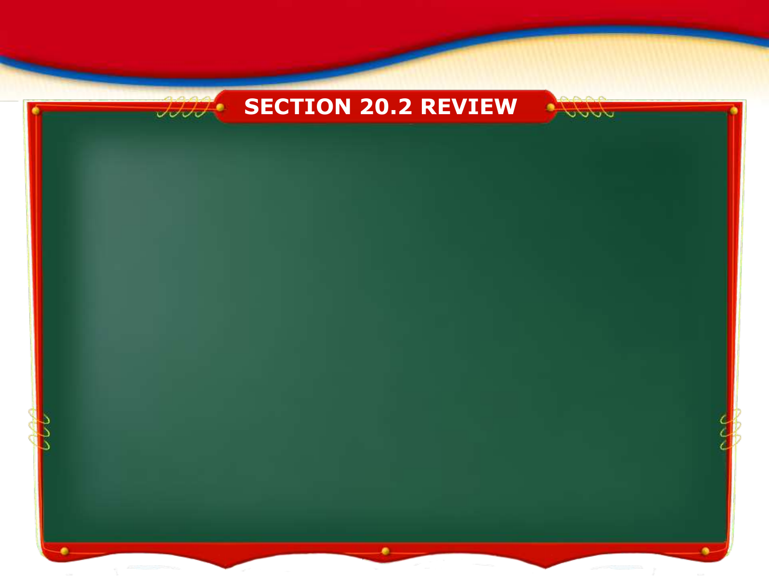# SECTION 20.2 REVIEW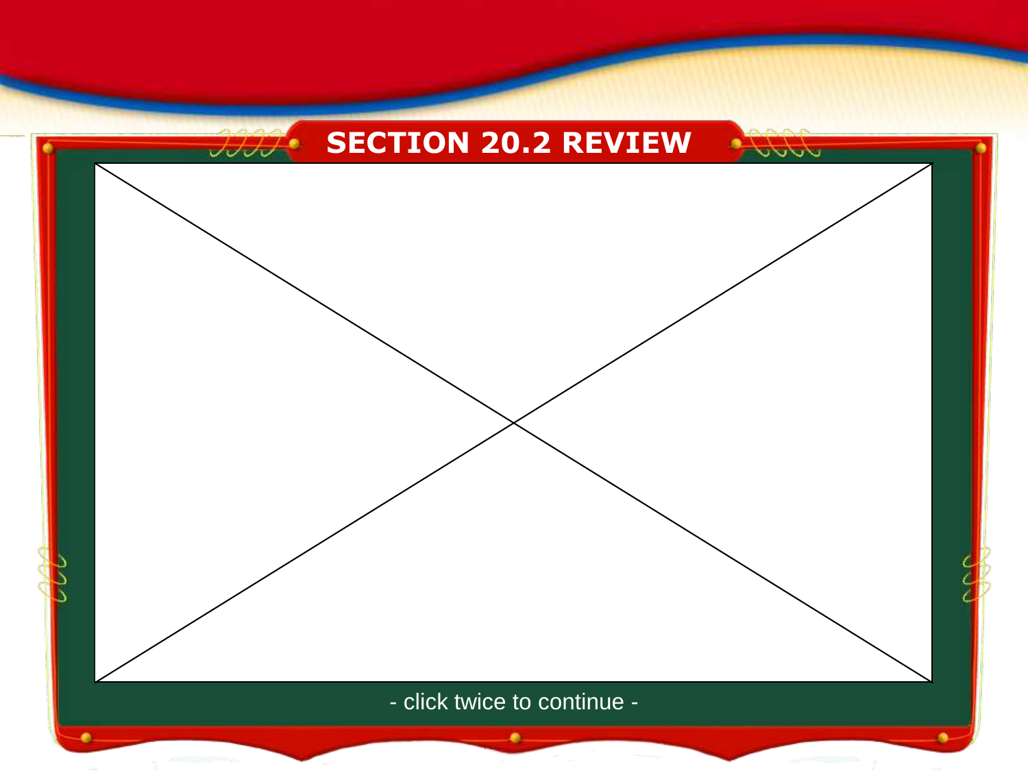# SECTION 20.2 REVIEW

- click twice to continue -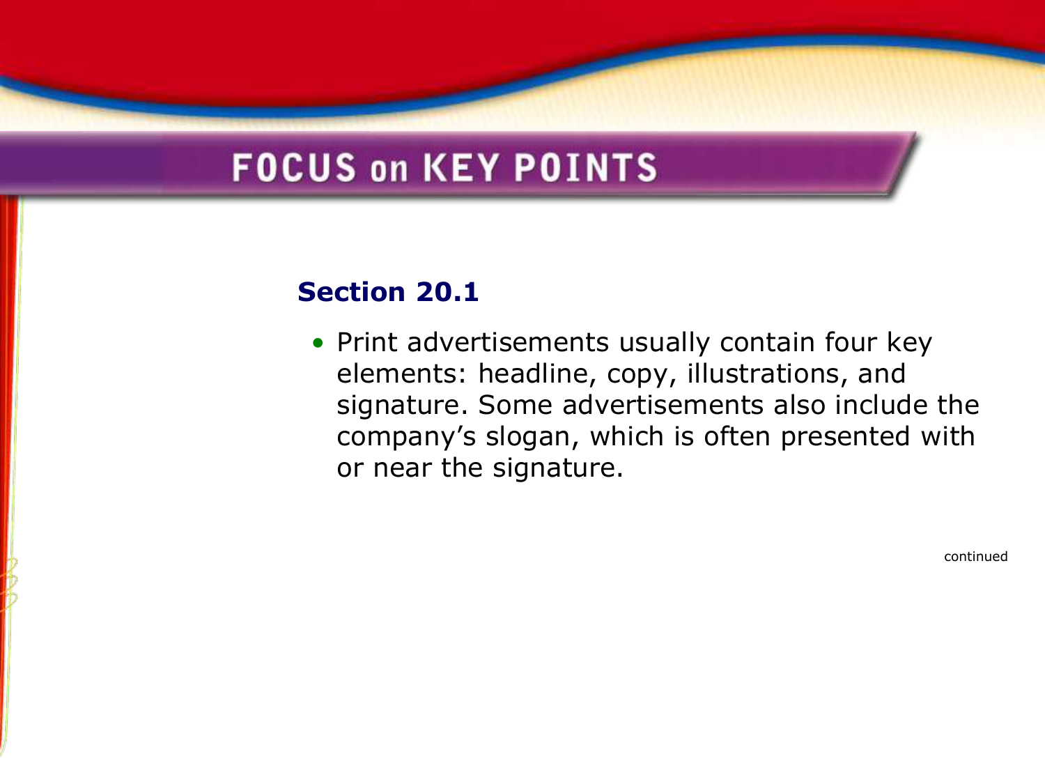# FOCUS on KEY POINTS

## Section 20.1

- Print advertisements usually contain four key elements: headline, copy, illustrations, and signature. Some advertisements also include the company's slogan, which is often presented with or near the signature.

continued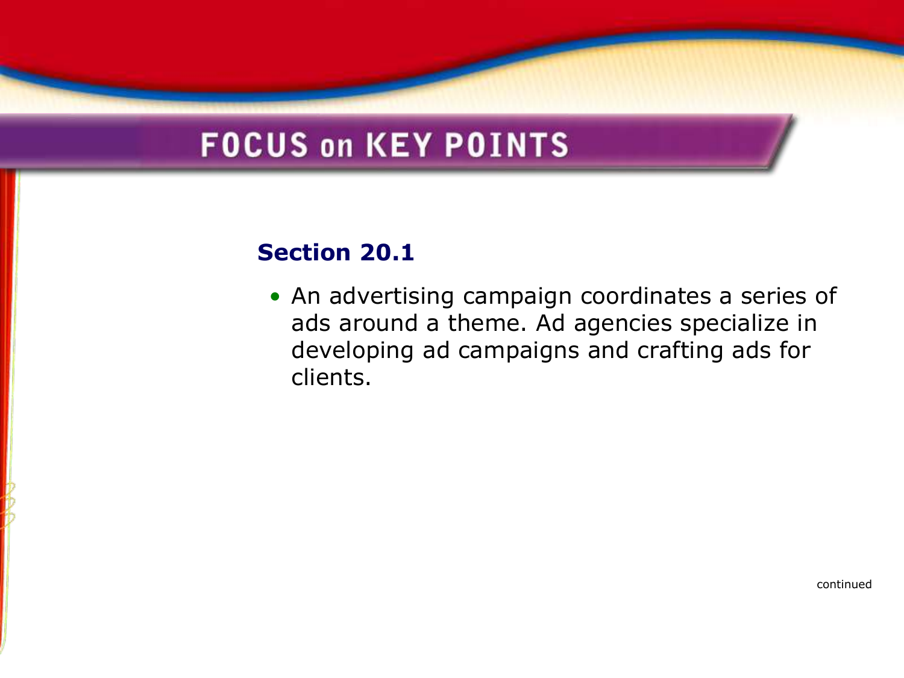# FOCUS on KEY POINTS

## Section 20.1

- An advertising campaign coordinates a series of ads around a theme. Ad agencies specialize in developing ad campaigns and crafting ads for clients.

continued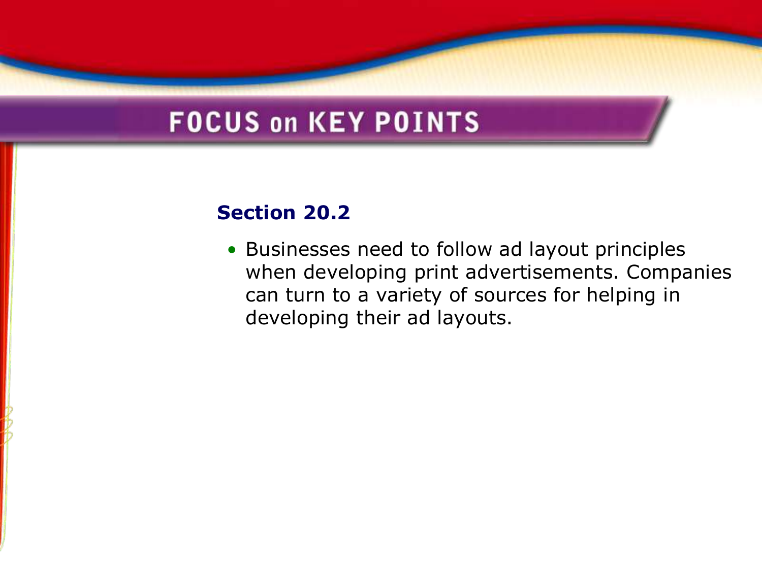# FOCUS on KEY POINTS

## Section 20.2

- Businesses need to follow ad layout principles when developing print advertisements. Companies can turn to a variety of sources for helping in developing their ad layouts.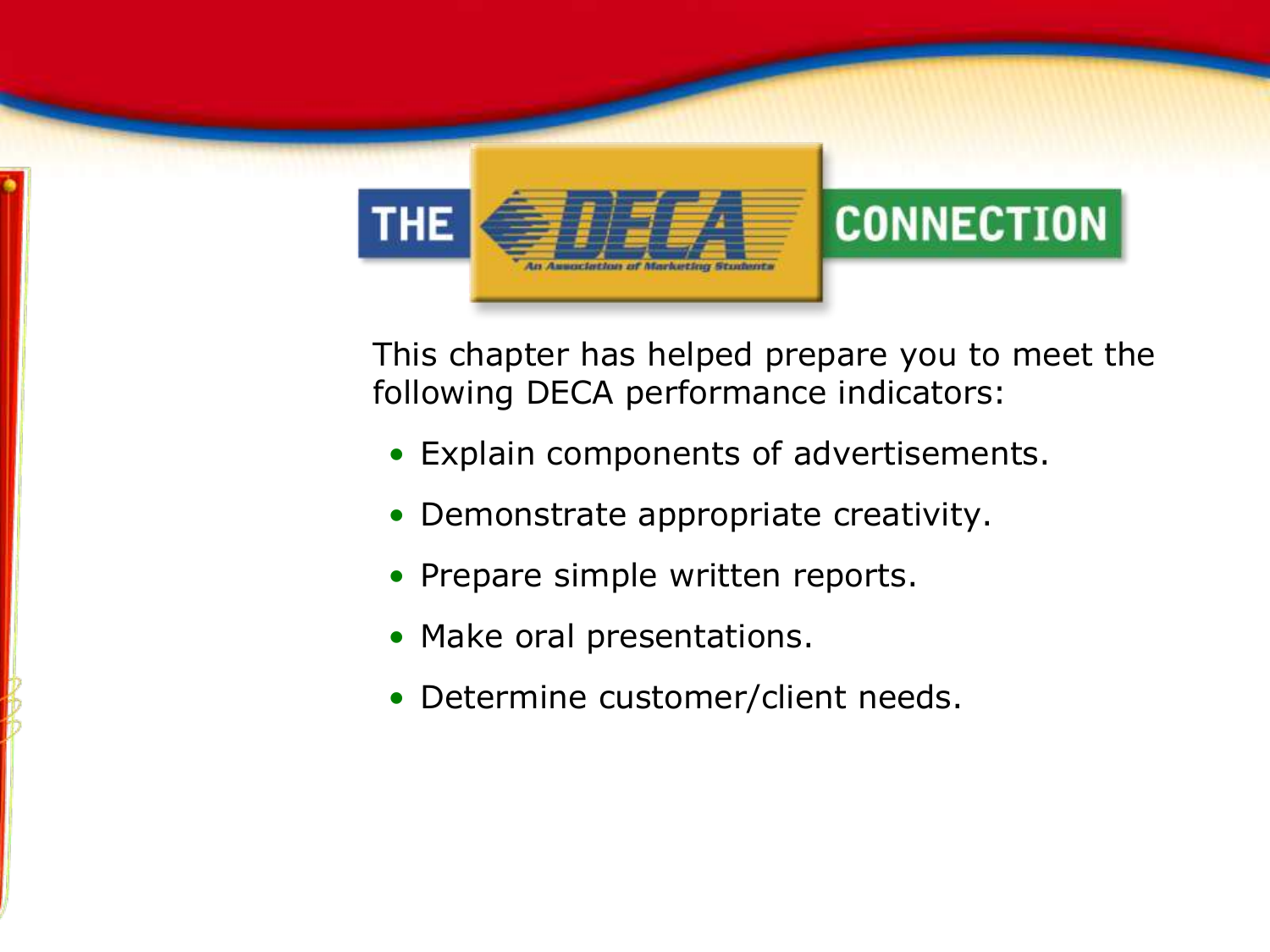# THE DECA CONNECTION

This chapter has helped prepare you to meet the following DECA performance indicators:

- Explain components of advertisements.
- Demonstrate appropriate creativity.
- Prepare simple written reports.
- Make oral presentations.
- Determine customer/client needs.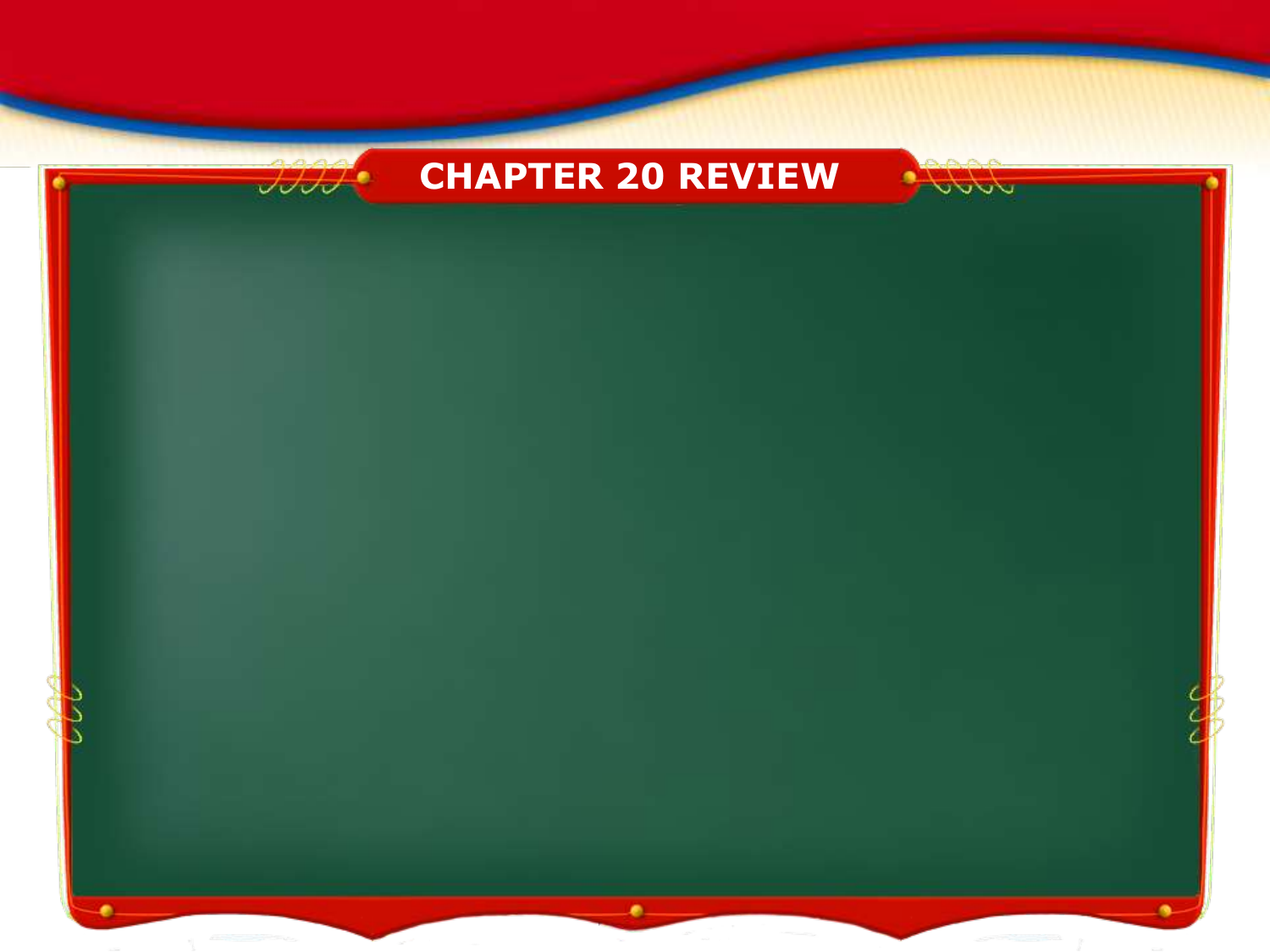# CHAPTER 20 REVIEW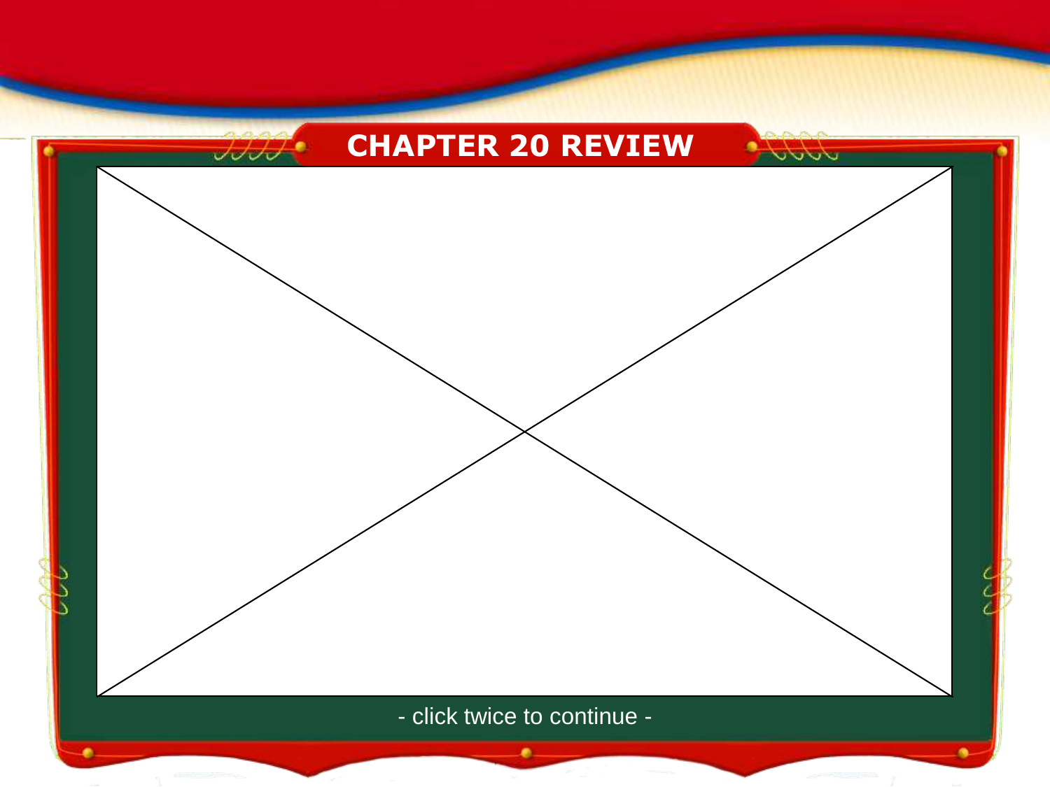# CHAPTER 20 REVIEW

- click twice to continue -